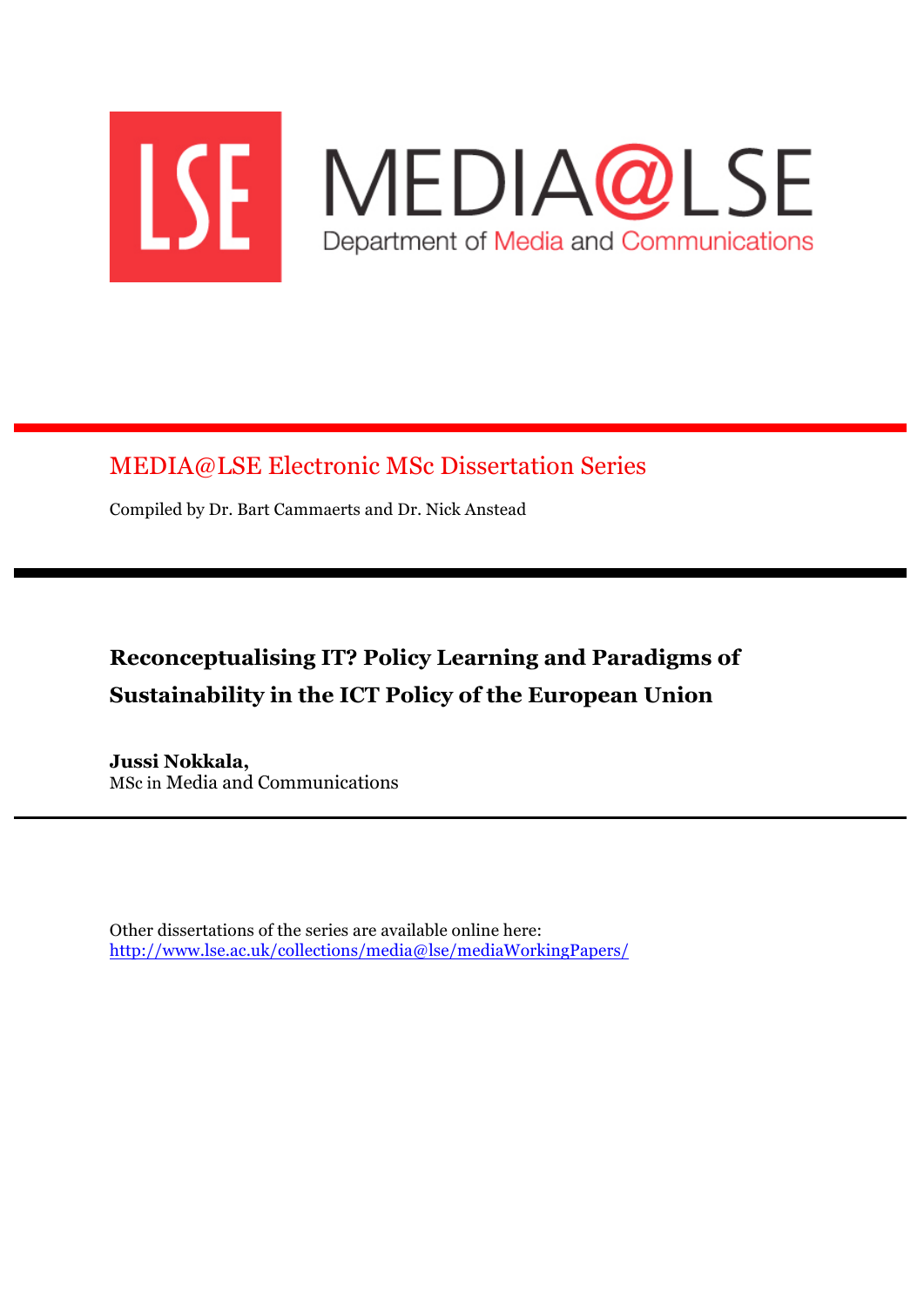LSE MEDIA@LSE

Department of Media and Communications

MEDIA@LSE Electronic MSc Dissertation Series

Compiled by Dr. Bart Cammaerts and Dr. Nick Anstead

# Reconceptualising IT? Policy Learning and Paradigms of Sustainability in the ICT Policy of the European Union

**Jussi Nokkala,**
MSc in Media and Communications

Other dissertations of the series are available online here:
http://www.lse.ac.uk/collections/media@lse/mediaWorkingPapers/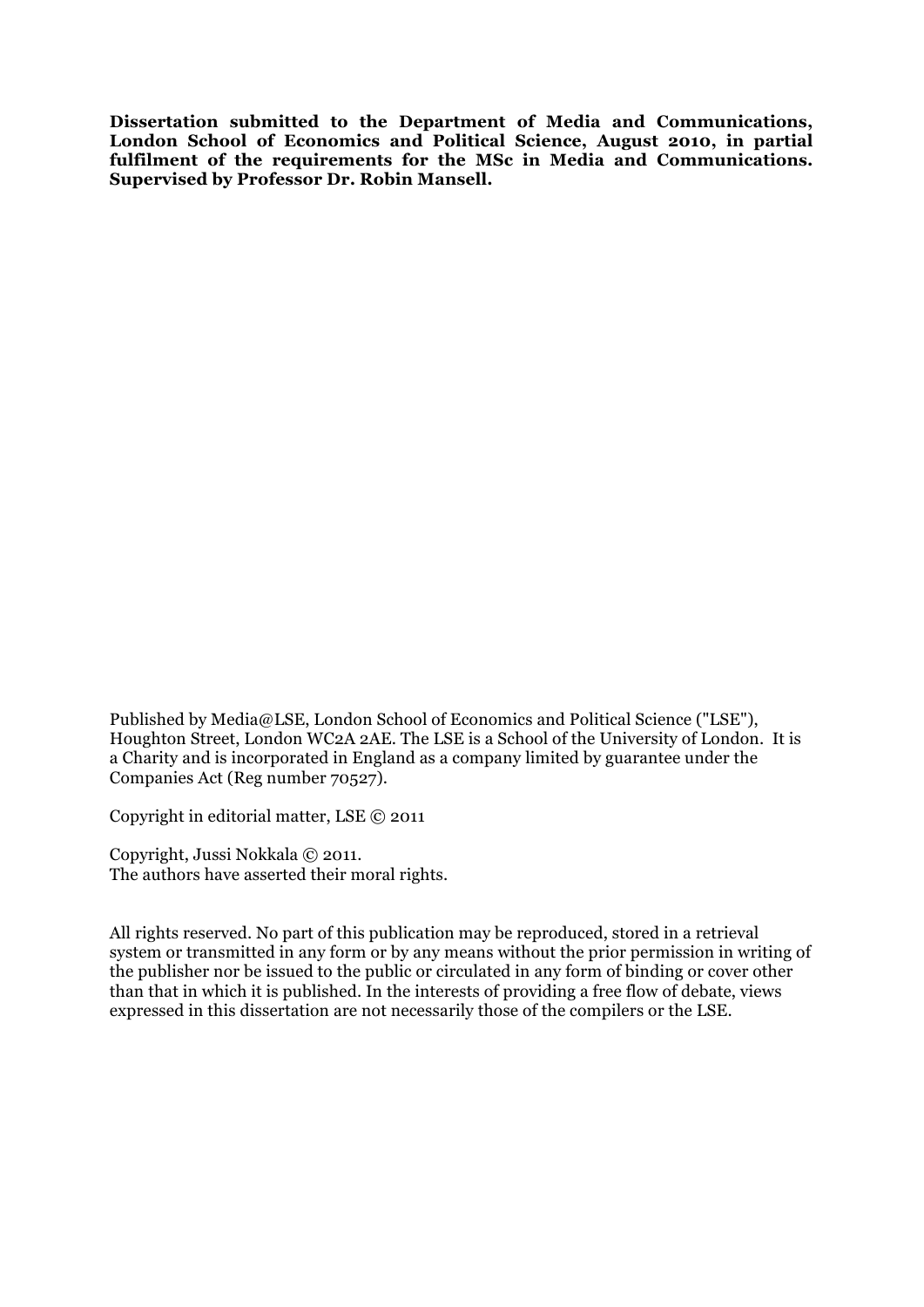**Dissertation submitted to the Department of Media and Communications, London School of Economics and Political Science, August 2010, in partial fulfilment of the requirements for the MSc in Media and Communications. Supervised by Professor Dr. Robin Mansell.**

Published by Media@LSE, London School of Economics and Political Science ("LSE"), Houghton Street, London WC2A 2AE. The LSE is a School of the University of London. It is a Charity and is incorporated in England as a company limited by guarantee under the Companies Act (Reg number 70527).

Copyright in editorial matter, LSE © 2011

Copyright, Jussi Nokkala © 2011.
The authors have asserted their moral rights.

All rights reserved. No part of this publication may be reproduced, stored in a retrieval system or transmitted in any form or by any means without the prior permission in writing of the publisher nor be issued to the public or circulated in any form of binding or cover other than that in which it is published. In the interests of providing a free flow of debate, views expressed in this dissertation are not necessarily those of the compilers or the LSE.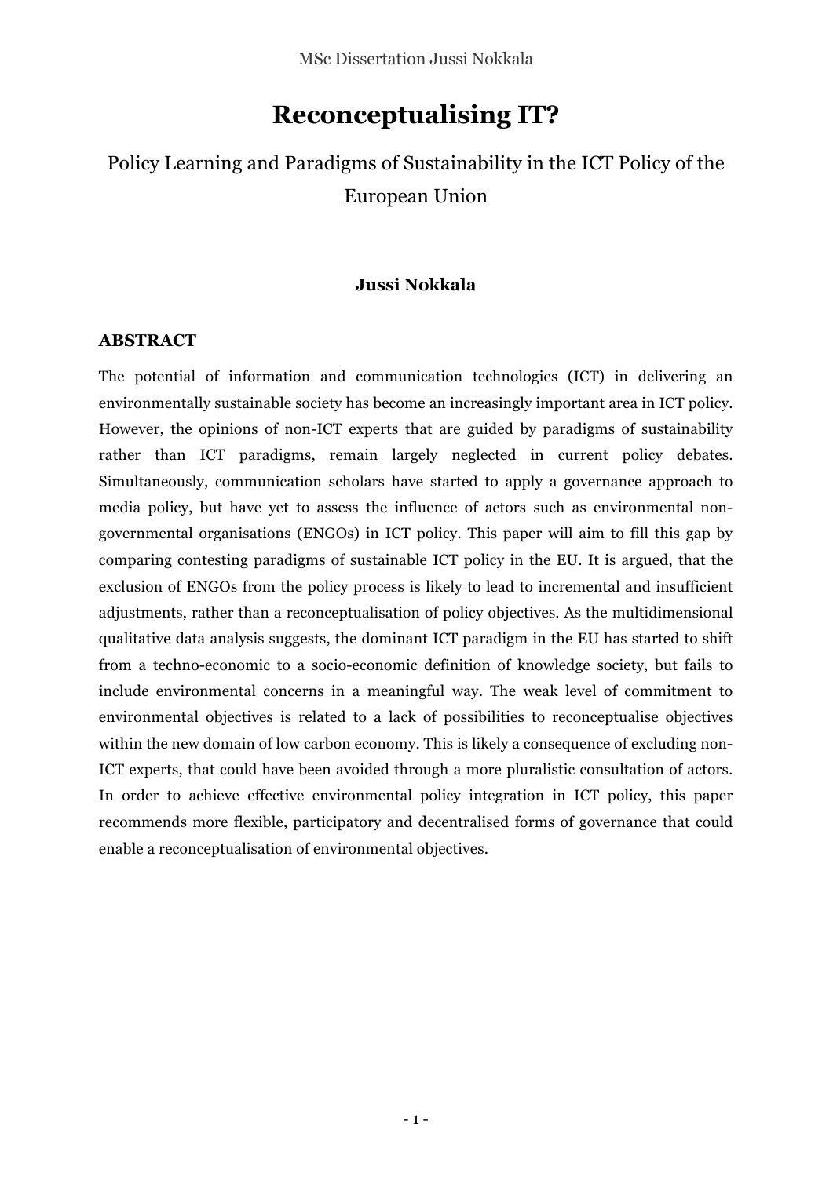# Reconceptualising IT?

## Policy Learning and Paradigms of Sustainability in the ICT Policy of the European Union

**Jussi Nokkala**

### ABSTRACT

The potential of information and communication technologies (ICT) in delivering an environmentally sustainable society has become an increasingly important area in ICT policy. However, the opinions of non-ICT experts that are guided by paradigms of sustainability rather than ICT paradigms, remain largely neglected in current policy debates. Simultaneously, communication scholars have started to apply a governance approach to media policy, but have yet to assess the influence of actors such as environmental non-governmental organisations (ENGOs) in ICT policy. This paper will aim to fill this gap by comparing contesting paradigms of sustainable ICT policy in the EU. It is argued, that the exclusion of ENGOs from the policy process is likely to lead to incremental and insufficient adjustments, rather than a reconceptualisation of policy objectives. As the multidimensional qualitative data analysis suggests, the dominant ICT paradigm in the EU has started to shift from a techno-economic to a socio-economic definition of knowledge society, but fails to include environmental concerns in a meaningful way. The weak level of commitment to environmental objectives is related to a lack of possibilities to reconceptualise objectives within the new domain of low carbon economy. This is likely a consequence of excluding non-ICT experts, that could have been avoided through a more pluralistic consultation of actors. In order to achieve effective environmental policy integration in ICT policy, this paper recommends more flexible, participatory and decentralised forms of governance that could enable a reconceptualisation of environmental objectives.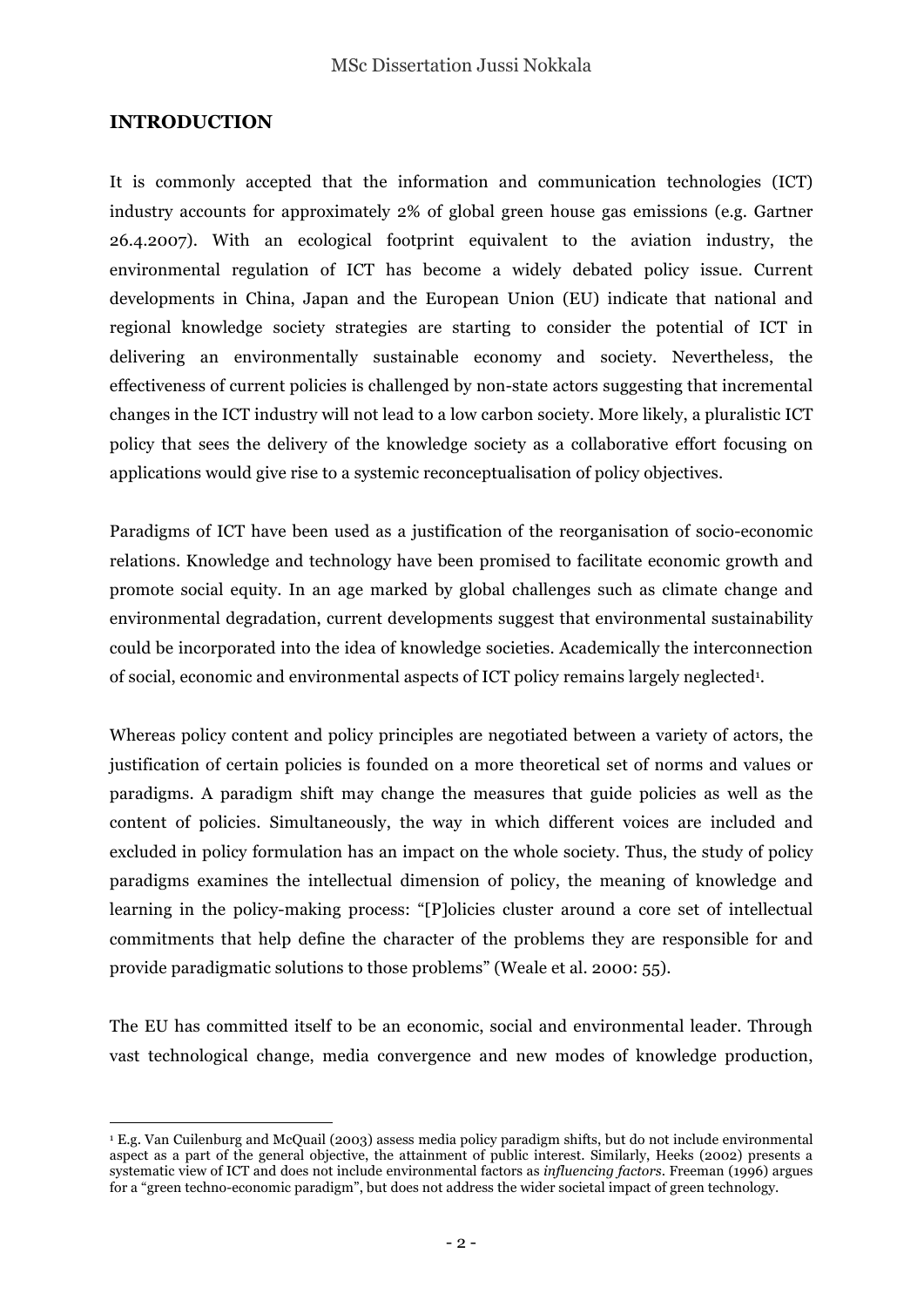## INTRODUCTION

It is commonly accepted that the information and communication technologies (ICT) industry accounts for approximately 2% of global green house gas emissions (e.g. Gartner 26.4.2007). With an ecological footprint equivalent to the aviation industry, the environmental regulation of ICT has become a widely debated policy issue. Current developments in China, Japan and the European Union (EU) indicate that national and regional knowledge society strategies are starting to consider the potential of ICT in delivering an environmentally sustainable economy and society. Nevertheless, the effectiveness of current policies is challenged by non-state actors suggesting that incremental changes in the ICT industry will not lead to a low carbon society. More likely, a pluralistic ICT policy that sees the delivery of the knowledge society as a collaborative effort focusing on applications would give rise to a systemic reconceptualisation of policy objectives.

Paradigms of ICT have been used as a justification of the reorganisation of socio-economic relations. Knowledge and technology have been promised to facilitate economic growth and promote social equity. In an age marked by global challenges such as climate change and environmental degradation, current developments suggest that environmental sustainability could be incorporated into the idea of knowledge societies. Academically the interconnection of social, economic and environmental aspects of ICT policy remains largely neglected[1].

Whereas policy content and policy principles are negotiated between a variety of actors, the justification of certain policies is founded on a more theoretical set of norms and values or paradigms. A paradigm shift may change the measures that guide policies as well as the content of policies. Simultaneously, the way in which different voices are included and excluded in policy formulation has an impact on the whole society. Thus, the study of policy paradigms examines the intellectual dimension of policy, the meaning of knowledge and learning in the policy-making process: "[P]olicies cluster around a core set of intellectual commitments that help define the character of the problems they are responsible for and provide paradigmatic solutions to those problems" (Weale et al. 2000: 55).

The EU has committed itself to be an economic, social and environmental leader. Through vast technological change, media convergence and new modes of knowledge production,

[1] E.g. Van Cuilenburg and McQuail (2003) assess media policy paradigm shifts, but do not include environmental aspect as a part of the general objective, the attainment of public interest. Similarly, Heeks (2002) presents a systematic view of ICT and does not include environmental factors as *influencing factors*. Freeman (1996) argues for a "green techno-economic paradigm", but does not address the wider societal impact of green technology.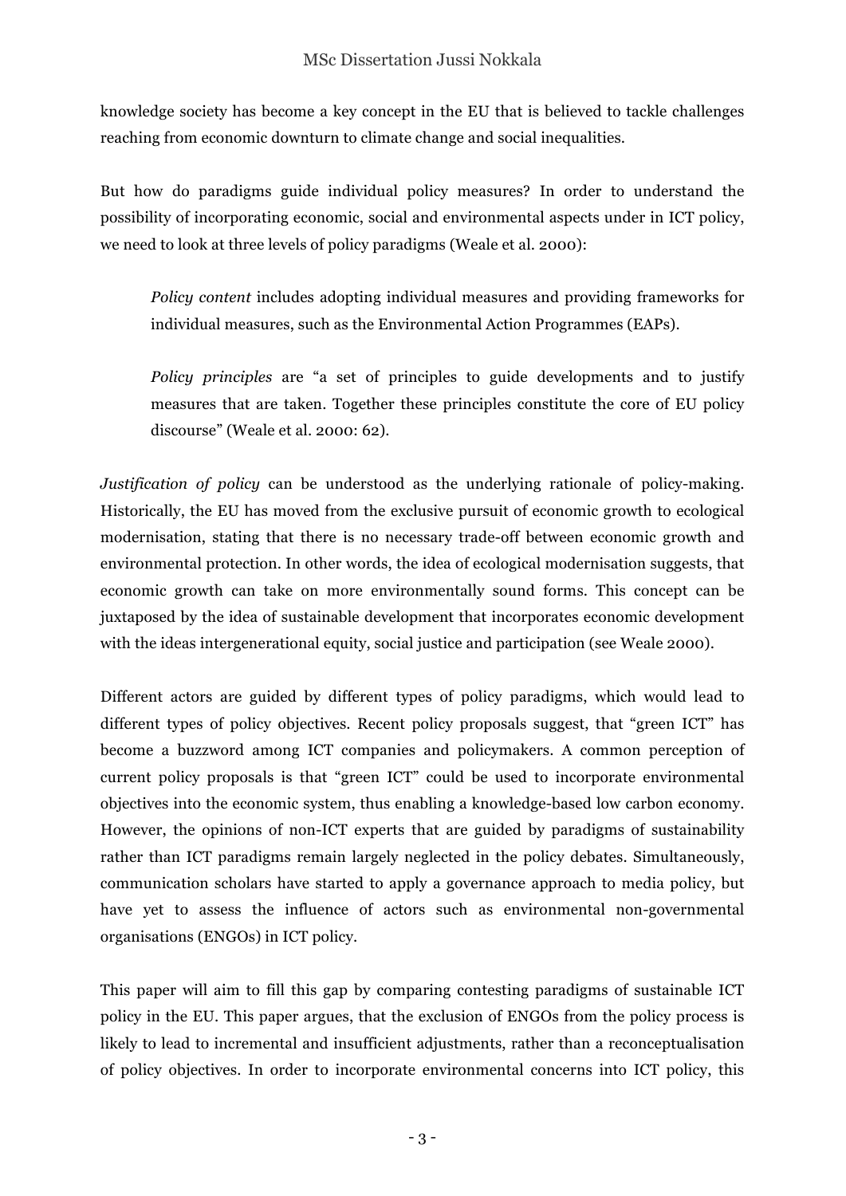knowledge society has become a key concept in the EU that is believed to tackle challenges reaching from economic downturn to climate change and social inequalities.

But how do paradigms guide individual policy measures? In order to understand the possibility of incorporating economic, social and environmental aspects under in ICT policy, we need to look at three levels of policy paradigms (Weale et al. 2000):

> *Policy content* includes adopting individual measures and providing frameworks for individual measures, such as the Environmental Action Programmes (EAPs).
>
> *Policy principles* are "a set of principles to guide developments and to justify measures that are taken. Together these principles constitute the core of EU policy discourse" (Weale et al. 2000: 62).

*Justification of policy* can be understood as the underlying rationale of policy-making. Historically, the EU has moved from the exclusive pursuit of economic growth to ecological modernisation, stating that there is no necessary trade-off between economic growth and environmental protection. In other words, the idea of ecological modernisation suggests, that economic growth can take on more environmentally sound forms. This concept can be juxtaposed by the idea of sustainable development that incorporates economic development with the ideas intergenerational equity, social justice and participation (see Weale 2000).

Different actors are guided by different types of policy paradigms, which would lead to different types of policy objectives. Recent policy proposals suggest, that "green ICT" has become a buzzword among ICT companies and policymakers. A common perception of current policy proposals is that "green ICT" could be used to incorporate environmental objectives into the economic system, thus enabling a knowledge-based low carbon economy. However, the opinions of non-ICT experts that are guided by paradigms of sustainability rather than ICT paradigms remain largely neglected in the policy debates. Simultaneously, communication scholars have started to apply a governance approach to media policy, but have yet to assess the influence of actors such as environmental non-governmental organisations (ENGOs) in ICT policy.

This paper will aim to fill this gap by comparing contesting paradigms of sustainable ICT policy in the EU. This paper argues, that the exclusion of ENGOs from the policy process is likely to lead to incremental and insufficient adjustments, rather than a reconceptualisation of policy objectives. In order to incorporate environmental concerns into ICT policy, this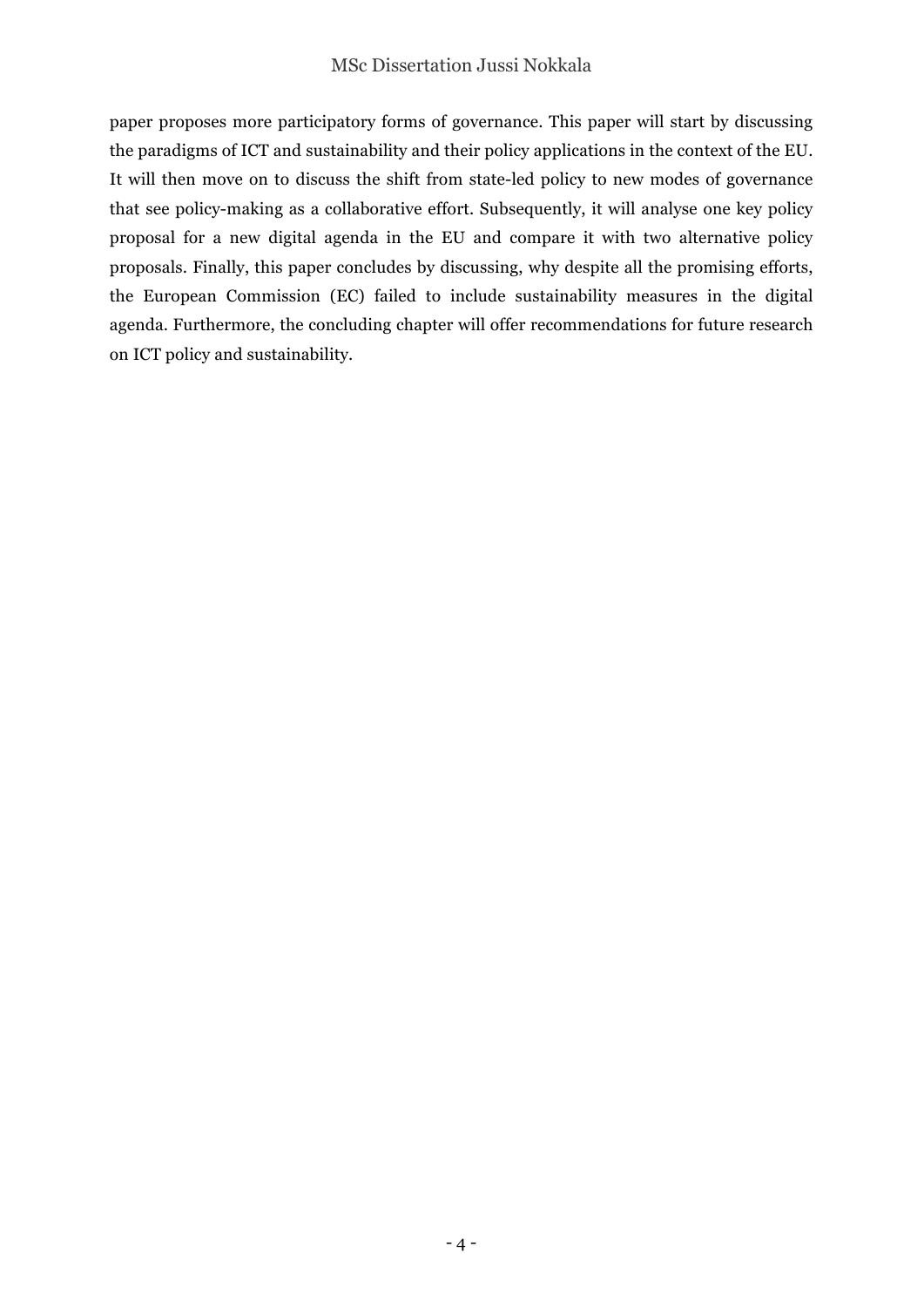paper proposes more participatory forms of governance. This paper will start by discussing the paradigms of ICT and sustainability and their policy applications in the context of the EU. It will then move on to discuss the shift from state-led policy to new modes of governance that see policy-making as a collaborative effort. Subsequently, it will analyse one key policy proposal for a new digital agenda in the EU and compare it with two alternative policy proposals. Finally, this paper concludes by discussing, why despite all the promising efforts, the European Commission (EC) failed to include sustainability measures in the digital agenda. Furthermore, the concluding chapter will offer recommendations for future research on ICT policy and sustainability.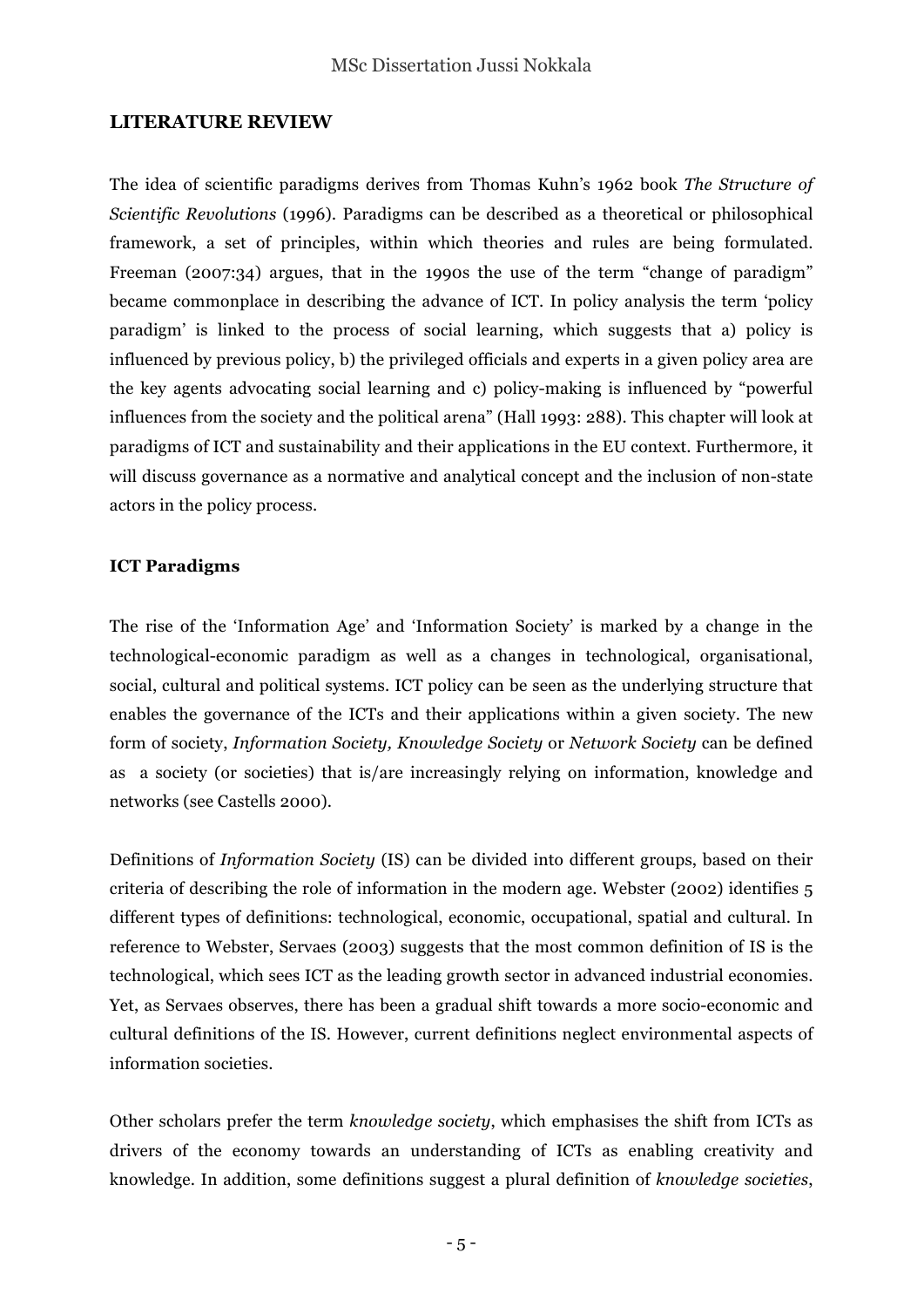## LITERATURE REVIEW

The idea of scientific paradigms derives from Thomas Kuhn's 1962 book *The Structure of Scientific Revolutions* (1996). Paradigms can be described as a theoretical or philosophical framework, a set of principles, within which theories and rules are being formulated. Freeman (2007:34) argues, that in the 1990s the use of the term "change of paradigm" became commonplace in describing the advance of ICT. In policy analysis the term 'policy paradigm' is linked to the process of social learning, which suggests that a) policy is influenced by previous policy, b) the privileged officials and experts in a given policy area are the key agents advocating social learning and c) policy-making is influenced by "powerful influences from the society and the political arena" (Hall 1993: 288). This chapter will look at paradigms of ICT and sustainability and their applications in the EU context. Furthermore, it will discuss governance as a normative and analytical concept and the inclusion of non-state actors in the policy process.

### ICT Paradigms

The rise of the 'Information Age' and 'Information Society' is marked by a change in the technological-economic paradigm as well as a changes in technological, organisational, social, cultural and political systems. ICT policy can be seen as the underlying structure that enables the governance of the ICTs and their applications within a given society. The new form of society, *Information Society, Knowledge Society* or *Network Society* can be defined as a society (or societies) that is/are increasingly relying on information, knowledge and networks (see Castells 2000).

Definitions of *Information Society* (IS) can be divided into different groups, based on their criteria of describing the role of information in the modern age. Webster (2002) identifies 5 different types of definitions: technological, economic, occupational, spatial and cultural. In reference to Webster, Servaes (2003) suggests that the most common definition of IS is the technological, which sees ICT as the leading growth sector in advanced industrial economies. Yet, as Servaes observes, there has been a gradual shift towards a more socio-economic and cultural definitions of the IS. However, current definitions neglect environmental aspects of information societies.

Other scholars prefer the term *knowledge society*, which emphasises the shift from ICTs as drivers of the economy towards an understanding of ICTs as enabling creativity and knowledge. In addition, some definitions suggest a plural definition of *knowledge societies*,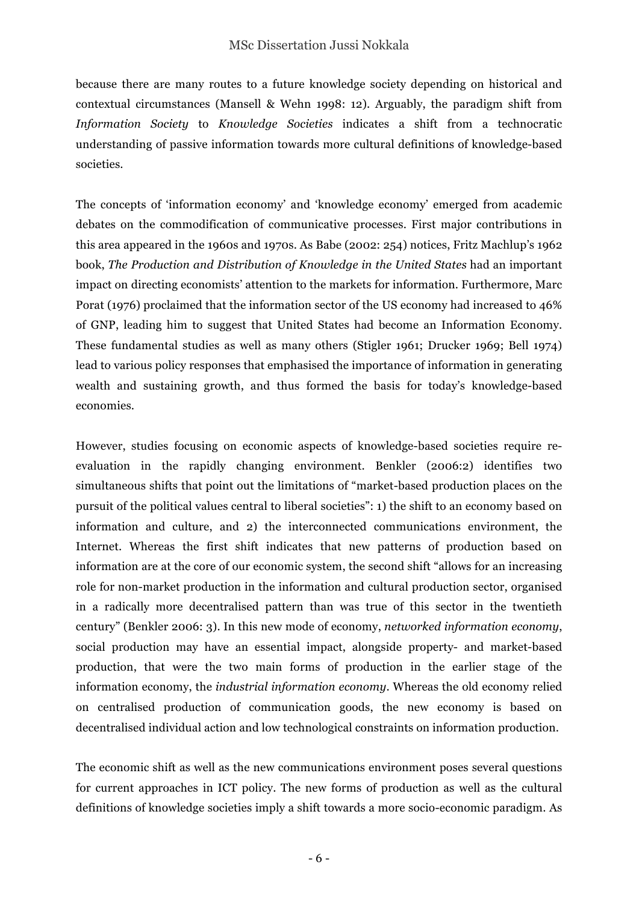because there are many routes to a future knowledge society depending on historical and contextual circumstances (Mansell & Wehn 1998: 12). Arguably, the paradigm shift from *Information Society* to *Knowledge Societies* indicates a shift from a technocratic understanding of passive information towards more cultural definitions of knowledge-based societies.

The concepts of 'information economy' and 'knowledge economy' emerged from academic debates on the commodification of communicative processes. First major contributions in this area appeared in the 1960s and 1970s. As Babe (2002: 254) notices, Fritz Machlup's 1962 book, *The Production and Distribution of Knowledge in the United States* had an important impact on directing economists' attention to the markets for information. Furthermore, Marc Porat (1976) proclaimed that the information sector of the US economy had increased to 46% of GNP, leading him to suggest that United States had become an Information Economy. These fundamental studies as well as many others (Stigler 1961; Drucker 1969; Bell 1974) lead to various policy responses that emphasised the importance of information in generating wealth and sustaining growth, and thus formed the basis for today's knowledge-based economies.

However, studies focusing on economic aspects of knowledge-based societies require re-evaluation in the rapidly changing environment. Benkler (2006:2) identifies two simultaneous shifts that point out the limitations of "market-based production places on the pursuit of the political values central to liberal societies": 1) the shift to an economy based on information and culture, and 2) the interconnected communications environment, the Internet. Whereas the first shift indicates that new patterns of production based on information are at the core of our economic system, the second shift "allows for an increasing role for non-market production in the information and cultural production sector, organised in a radically more decentralised pattern than was true of this sector in the twentieth century" (Benkler 2006: 3). In this new mode of economy, *networked information economy*, social production may have an essential impact, alongside property- and market-based production, that were the two main forms of production in the earlier stage of the information economy, the *industrial information economy*. Whereas the old economy relied on centralised production of communication goods, the new economy is based on decentralised individual action and low technological constraints on information production.

The economic shift as well as the new communications environment poses several questions for current approaches in ICT policy. The new forms of production as well as the cultural definitions of knowledge societies imply a shift towards a more socio-economic paradigm. As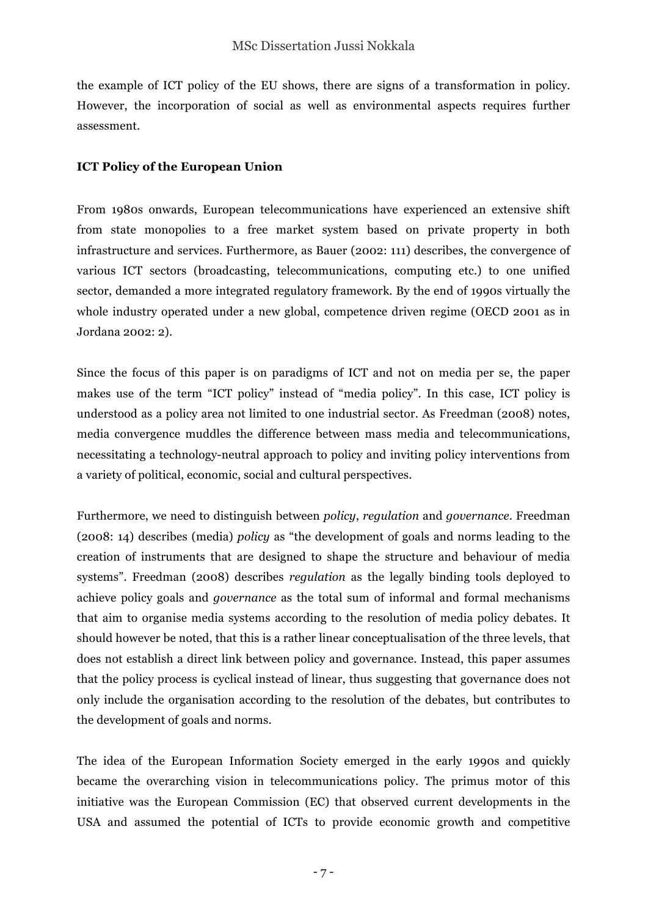the example of ICT policy of the EU shows, there are signs of a transformation in policy. However, the incorporation of social as well as environmental aspects requires further assessment.

**ICT Policy of the European Union**

From 1980s onwards, European telecommunications have experienced an extensive shift from state monopolies to a free market system based on private property in both infrastructure and services. Furthermore, as Bauer (2002: 111) describes, the convergence of various ICT sectors (broadcasting, telecommunications, computing etc.) to one unified sector, demanded a more integrated regulatory framework. By the end of 1990s virtually the whole industry operated under a new global, competence driven regime (OECD 2001 as in Jordana 2002: 2).

Since the focus of this paper is on paradigms of ICT and not on media per se, the paper makes use of the term "ICT policy" instead of "media policy". In this case, ICT policy is understood as a policy area not limited to one industrial sector. As Freedman (2008) notes, media convergence muddles the difference between mass media and telecommunications, necessitating a technology-neutral approach to policy and inviting policy interventions from a variety of political, economic, social and cultural perspectives.

Furthermore, we need to distinguish between *policy*, *regulation* and *governance*. Freedman (2008: 14) describes (media) *policy* as "the development of goals and norms leading to the creation of instruments that are designed to shape the structure and behaviour of media systems". Freedman (2008) describes *regulation* as the legally binding tools deployed to achieve policy goals and *governance* as the total sum of informal and formal mechanisms that aim to organise media systems according to the resolution of media policy debates. It should however be noted, that this is a rather linear conceptualisation of the three levels, that does not establish a direct link between policy and governance. Instead, this paper assumes that the policy process is cyclical instead of linear, thus suggesting that governance does not only include the organisation according to the resolution of the debates, but contributes to the development of goals and norms.

The idea of the European Information Society emerged in the early 1990s and quickly became the overarching vision in telecommunications policy. The primus motor of this initiative was the European Commission (EC) that observed current developments in the USA and assumed the potential of ICTs to provide economic growth and competitive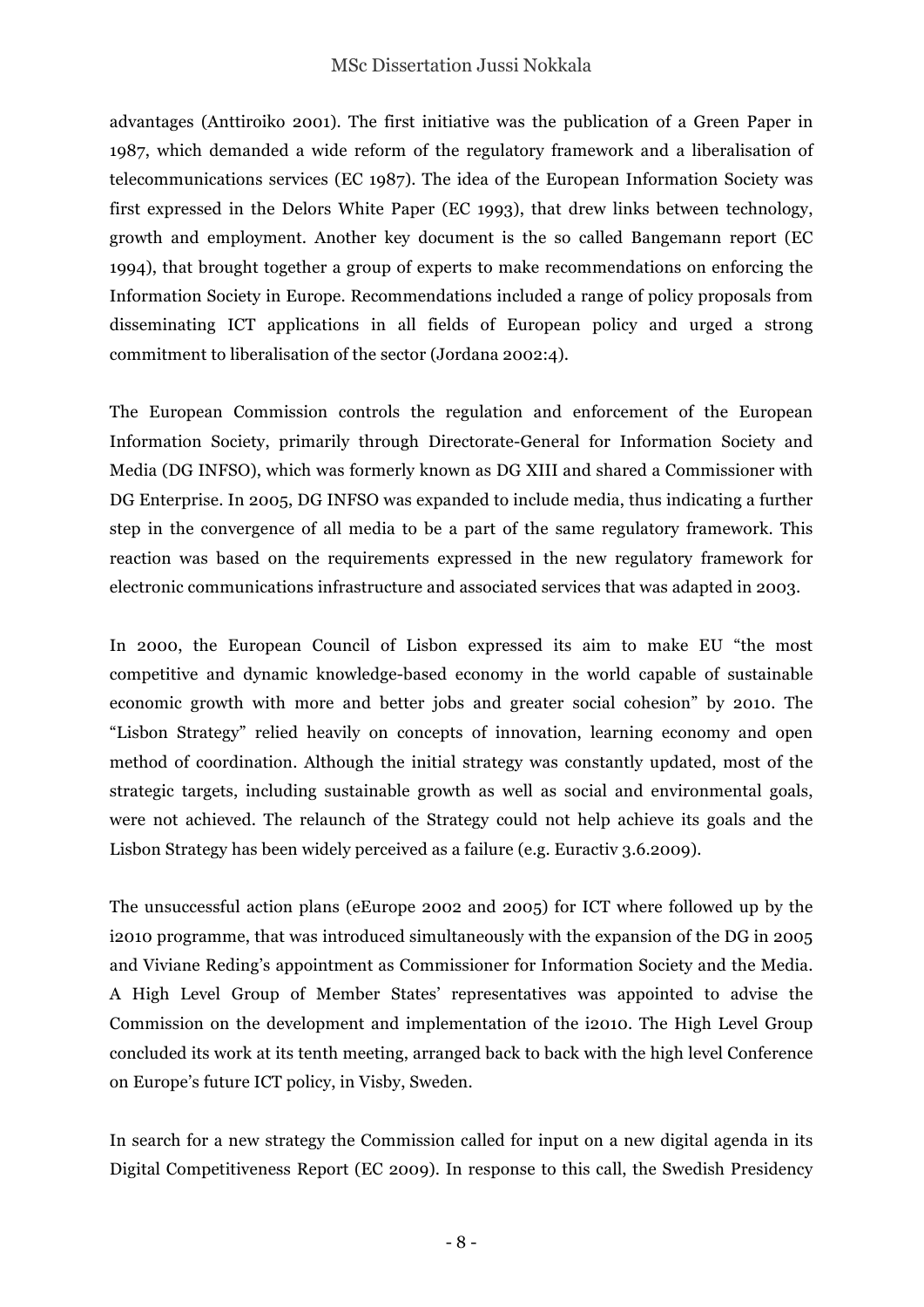advantages (Anttiroiko 2001). The first initiative was the publication of a Green Paper in 1987, which demanded a wide reform of the regulatory framework and a liberalisation of telecommunications services (EC 1987). The idea of the European Information Society was first expressed in the Delors White Paper (EC 1993), that drew links between technology, growth and employment. Another key document is the so called Bangemann report (EC 1994), that brought together a group of experts to make recommendations on enforcing the Information Society in Europe. Recommendations included a range of policy proposals from disseminating ICT applications in all fields of European policy and urged a strong commitment to liberalisation of the sector (Jordana 2002:4).

The European Commission controls the regulation and enforcement of the European Information Society, primarily through Directorate-General for Information Society and Media (DG INFSO), which was formerly known as DG XIII and shared a Commissioner with DG Enterprise. In 2005, DG INFSO was expanded to include media, thus indicating a further step in the convergence of all media to be a part of the same regulatory framework. This reaction was based on the requirements expressed in the new regulatory framework for electronic communications infrastructure and associated services that was adapted in 2003.

In 2000, the European Council of Lisbon expressed its aim to make EU "the most competitive and dynamic knowledge-based economy in the world capable of sustainable economic growth with more and better jobs and greater social cohesion" by 2010. The "Lisbon Strategy" relied heavily on concepts of innovation, learning economy and open method of coordination. Although the initial strategy was constantly updated, most of the strategic targets, including sustainable growth as well as social and environmental goals, were not achieved. The relaunch of the Strategy could not help achieve its goals and the Lisbon Strategy has been widely perceived as a failure (e.g. Euractiv 3.6.2009).

The unsuccessful action plans (eEurope 2002 and 2005) for ICT where followed up by the i2010 programme, that was introduced simultaneously with the expansion of the DG in 2005 and Viviane Reding's appointment as Commissioner for Information Society and the Media. A High Level Group of Member States' representatives was appointed to advise the Commission on the development and implementation of the i2010. The High Level Group concluded its work at its tenth meeting, arranged back to back with the high level Conference on Europe's future ICT policy, in Visby, Sweden.

In search for a new strategy the Commission called for input on a new digital agenda in its Digital Competitiveness Report (EC 2009). In response to this call, the Swedish Presidency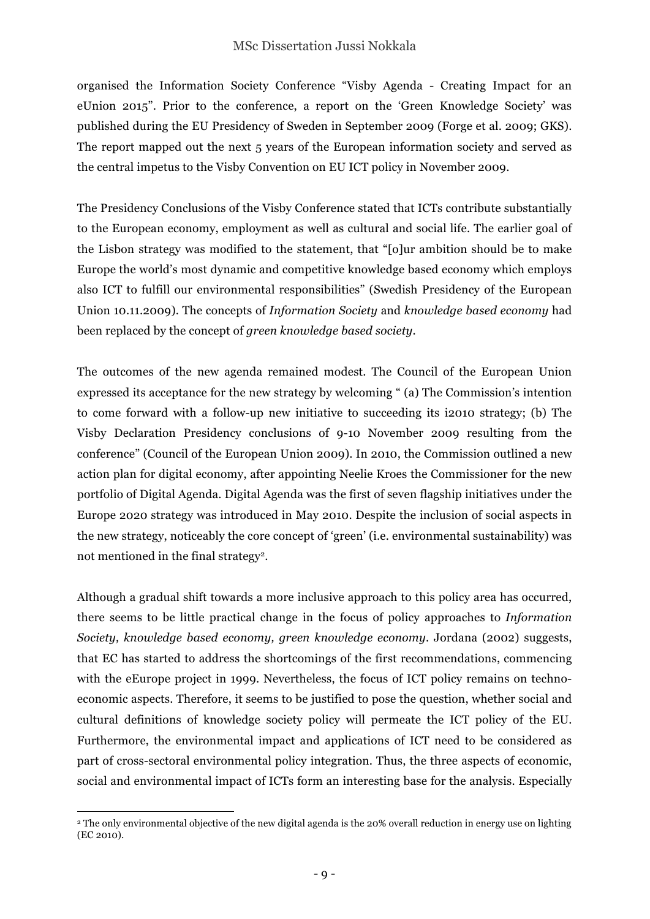organised the Information Society Conference "Visby Agenda - Creating Impact for an eUnion 2015". Prior to the conference, a report on the 'Green Knowledge Society' was published during the EU Presidency of Sweden in September 2009 (Forge et al. 2009; GKS). The report mapped out the next 5 years of the European information society and served as the central impetus to the Visby Convention on EU ICT policy in November 2009.

The Presidency Conclusions of the Visby Conference stated that ICTs contribute substantially to the European economy, employment as well as cultural and social life. The earlier goal of the Lisbon strategy was modified to the statement, that "[o]ur ambition should be to make Europe the world's most dynamic and competitive knowledge based economy which employs also ICT to fulfill our environmental responsibilities" (Swedish Presidency of the European Union 10.11.2009). The concepts of *Information Society* and *knowledge based economy* had been replaced by the concept of *green knowledge based society*.

The outcomes of the new agenda remained modest. The Council of the European Union expressed its acceptance for the new strategy by welcoming " (a) The Commission's intention to come forward with a follow-up new initiative to succeeding its i2010 strategy; (b) The Visby Declaration Presidency conclusions of 9-10 November 2009 resulting from the conference" (Council of the European Union 2009). In 2010, the Commission outlined a new action plan for digital economy, after appointing Neelie Kroes the Commissioner for the new portfolio of Digital Agenda. Digital Agenda was the first of seven flagship initiatives under the Europe 2020 strategy was introduced in May 2010. Despite the inclusion of social aspects in the new strategy, noticeably the core concept of 'green' (i.e. environmental sustainability) was not mentioned in the final strategy[2].

Although a gradual shift towards a more inclusive approach to this policy area has occurred, there seems to be little practical change in the focus of policy approaches to *Information Society, knowledge based economy, green knowledge economy*. Jordana (2002) suggests, that EC has started to address the shortcomings of the first recommendations, commencing with the eEurope project in 1999. Nevertheless, the focus of ICT policy remains on techno-economic aspects. Therefore, it seems to be justified to pose the question, whether social and cultural definitions of knowledge society policy will permeate the ICT policy of the EU. Furthermore, the environmental impact and applications of ICT need to be considered as part of cross-sectoral environmental policy integration. Thus, the three aspects of economic, social and environmental impact of ICTs form an interesting base for the analysis. Especially

---

[2] The only environmental objective of the new digital agenda is the 20% overall reduction in energy use on lighting (EC 2010).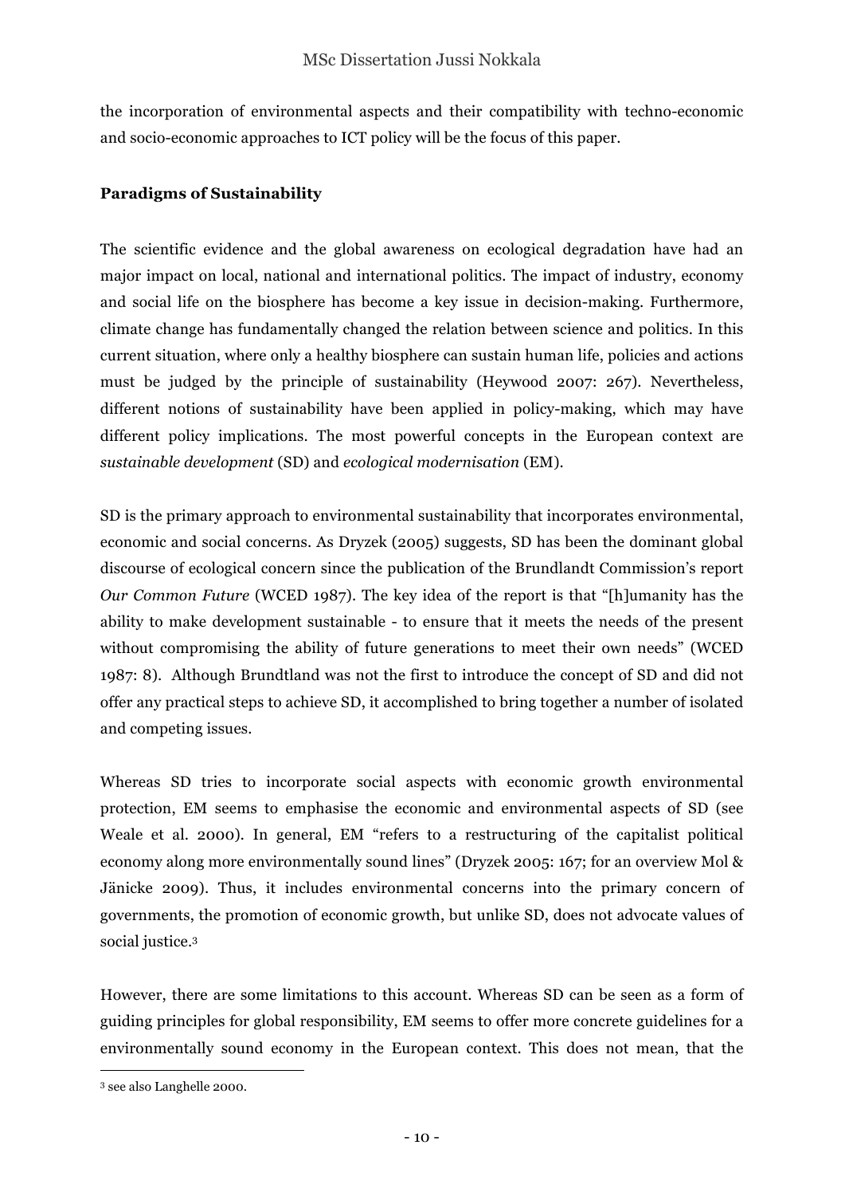the incorporation of environmental aspects and their compatibility with techno-economic and socio-economic approaches to ICT policy will be the focus of this paper.

**Paradigms of Sustainability**

The scientific evidence and the global awareness on ecological degradation have had an major impact on local, national and international politics. The impact of industry, economy and social life on the biosphere has become a key issue in decision-making. Furthermore, climate change has fundamentally changed the relation between science and politics. In this current situation, where only a healthy biosphere can sustain human life, policies and actions must be judged by the principle of sustainability (Heywood 2007: 267). Nevertheless, different notions of sustainability have been applied in policy-making, which may have different policy implications. The most powerful concepts in the European context are *sustainable development* (SD) and *ecological modernisation* (EM).

SD is the primary approach to environmental sustainability that incorporates environmental, economic and social concerns. As Dryzek (2005) suggests, SD has been the dominant global discourse of ecological concern since the publication of the Brundlandt Commission's report *Our Common Future* (WCED 1987). The key idea of the report is that "[h]umanity has the ability to make development sustainable - to ensure that it meets the needs of the present without compromising the ability of future generations to meet their own needs" (WCED 1987: 8). Although Brundtland was not the first to introduce the concept of SD and did not offer any practical steps to achieve SD, it accomplished to bring together a number of isolated and competing issues.

Whereas SD tries to incorporate social aspects with economic growth environmental protection, EM seems to emphasise the economic and environmental aspects of SD (see Weale et al. 2000). In general, EM "refers to a restructuring of the capitalist political economy along more environmentally sound lines" (Dryzek 2005: 167; for an overview Mol & Jänicke 2009). Thus, it includes environmental concerns into the primary concern of governments, the promotion of economic growth, but unlike SD, does not advocate values of social justice.[3]

However, there are some limitations to this account. Whereas SD can be seen as a form of guiding principles for global responsibility, EM seems to offer more concrete guidelines for a environmentally sound economy in the European context. This does not mean, that the

[3] see also Langhelle 2000.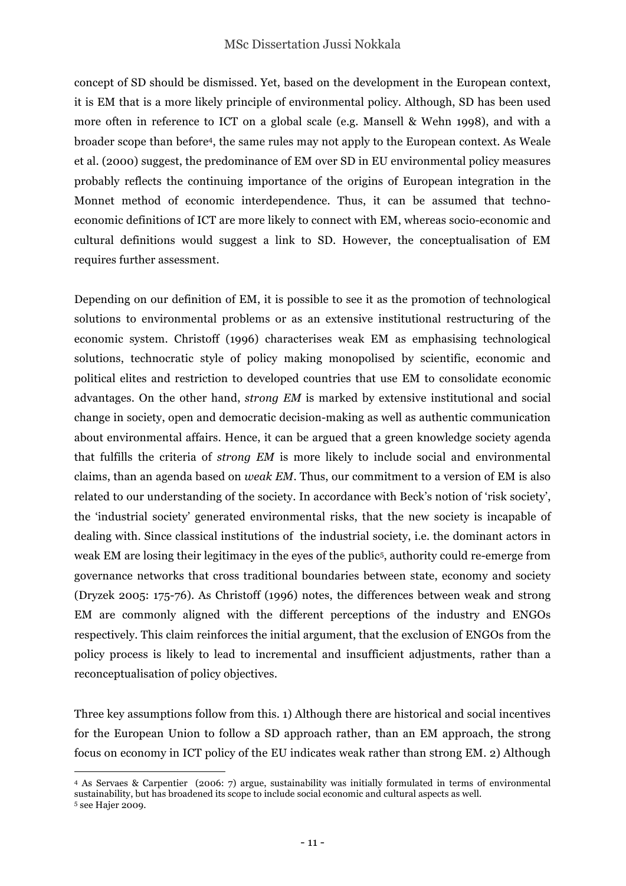concept of SD should be dismissed. Yet, based on the development in the European context, it is EM that is a more likely principle of environmental policy. Although, SD has been used more often in reference to ICT on a global scale (e.g. Mansell & Wehn 1998), and with a broader scope than before[4], the same rules may not apply to the European context. As Weale et al. (2000) suggest, the predominance of EM over SD in EU environmental policy measures probably reflects the continuing importance of the origins of European integration in the Monnet method of economic interdependence. Thus, it can be assumed that techno-economic definitions of ICT are more likely to connect with EM, whereas socio-economic and cultural definitions would suggest a link to SD. However, the conceptualisation of EM requires further assessment.

Depending on our definition of EM, it is possible to see it as the promotion of technological solutions to environmental problems or as an extensive institutional restructuring of the economic system. Christoff (1996) characterises weak EM as emphasising technological solutions, technocratic style of policy making monopolised by scientific, economic and political elites and restriction to developed countries that use EM to consolidate economic advantages. On the other hand, *strong EM* is marked by extensive institutional and social change in society, open and democratic decision-making as well as authentic communication about environmental affairs. Hence, it can be argued that a green knowledge society agenda that fulfills the criteria of *strong EM* is more likely to include social and environmental claims, than an agenda based on *weak EM*. Thus, our commitment to a version of EM is also related to our understanding of the society. In accordance with Beck's notion of 'risk society', the 'industrial society' generated environmental risks, that the new society is incapable of dealing with. Since classical institutions of the industrial society, i.e. the dominant actors in weak EM are losing their legitimacy in the eyes of the public[5], authority could re-emerge from governance networks that cross traditional boundaries between state, economy and society (Dryzek 2005: 175-76). As Christoff (1996) notes, the differences between weak and strong EM are commonly aligned with the different perceptions of the industry and ENGOs respectively. This claim reinforces the initial argument, that the exclusion of ENGOs from the policy process is likely to lead to incremental and insufficient adjustments, rather than a reconceptualisation of policy objectives.

Three key assumptions follow from this. 1) Although there are historical and social incentives for the European Union to follow a SD approach rather, than an EM approach, the strong focus on economy in ICT policy of the EU indicates weak rather than strong EM. 2) Although

---

[4] As Servaes & Carpentier (2006: 7) argue, sustainability was initially formulated in terms of environmental sustainability, but has broadened its scope to include social economic and cultural aspects as well.

[5] see Hajer 2009.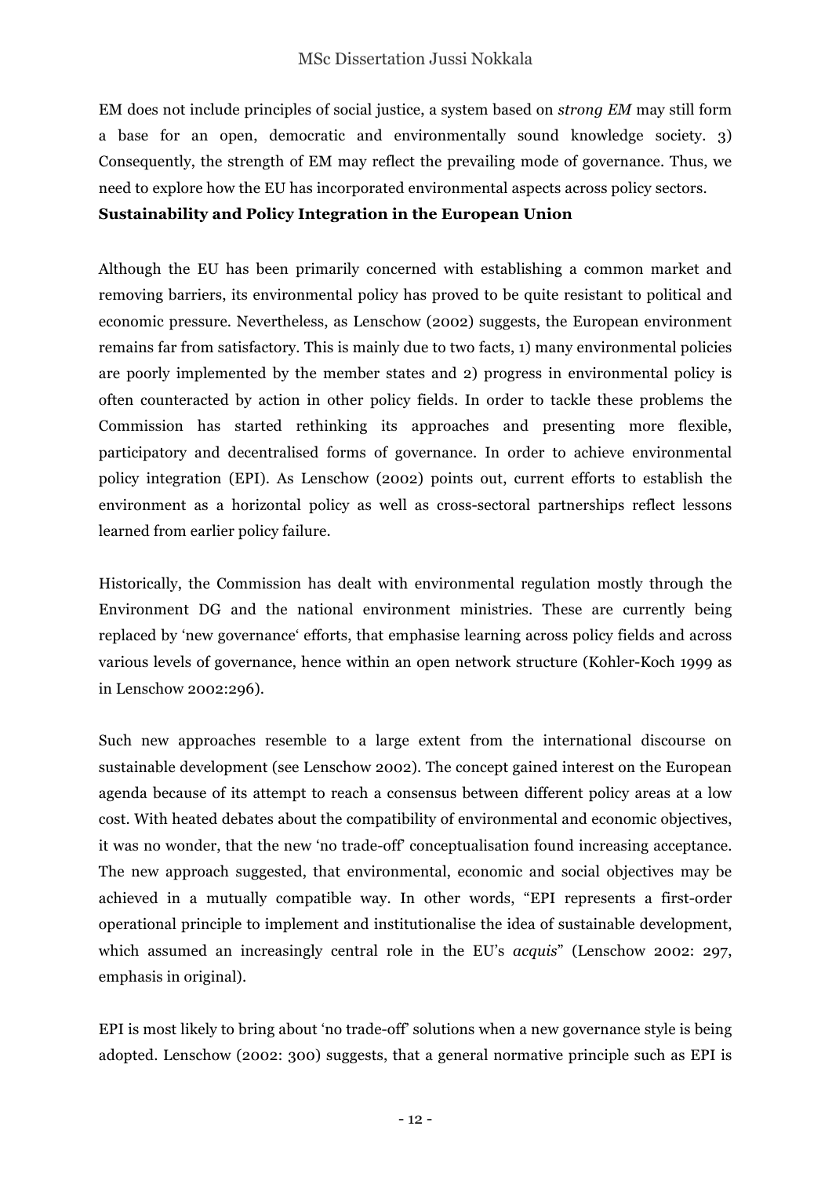EM does not include principles of social justice, a system based on *strong EM* may still form a base for an open, democratic and environmentally sound knowledge society. 3) Consequently, the strength of EM may reflect the prevailing mode of governance. Thus, we need to explore how the EU has incorporated environmental aspects across policy sectors.

**Sustainability and Policy Integration in the European Union**

Although the EU has been primarily concerned with establishing a common market and removing barriers, its environmental policy has proved to be quite resistant to political and economic pressure. Nevertheless, as Lenschow (2002) suggests, the European environment remains far from satisfactory. This is mainly due to two facts, 1) many environmental policies are poorly implemented by the member states and 2) progress in environmental policy is often counteracted by action in other policy fields. In order to tackle these problems the Commission has started rethinking its approaches and presenting more flexible, participatory and decentralised forms of governance. In order to achieve environmental policy integration (EPI). As Lenschow (2002) points out, current efforts to establish the environment as a horizontal policy as well as cross-sectoral partnerships reflect lessons learned from earlier policy failure.

Historically, the Commission has dealt with environmental regulation mostly through the Environment DG and the national environment ministries. These are currently being replaced by 'new governance' efforts, that emphasise learning across policy fields and across various levels of governance, hence within an open network structure (Kohler-Koch 1999 as in Lenschow 2002:296).

Such new approaches resemble to a large extent from the international discourse on sustainable development (see Lenschow 2002). The concept gained interest on the European agenda because of its attempt to reach a consensus between different policy areas at a low cost. With heated debates about the compatibility of environmental and economic objectives, it was no wonder, that the new 'no trade-off' conceptualisation found increasing acceptance. The new approach suggested, that environmental, economic and social objectives may be achieved in a mutually compatible way. In other words, "EPI represents a first-order operational principle to implement and institutionalise the idea of sustainable development, which assumed an increasingly central role in the EU's *acquis*" (Lenschow 2002: 297, emphasis in original).

EPI is most likely to bring about 'no trade-off' solutions when a new governance style is being adopted. Lenschow (2002: 300) suggests, that a general normative principle such as EPI is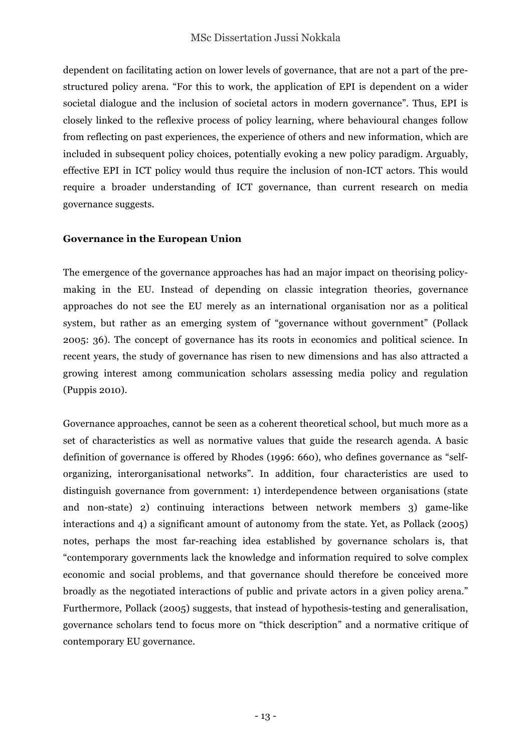dependent on facilitating action on lower levels of governance, that are not a part of the pre-structured policy arena. "For this to work, the application of EPI is dependent on a wider societal dialogue and the inclusion of societal actors in modern governance". Thus, EPI is closely linked to the reflexive process of policy learning, where behavioural changes follow from reflecting on past experiences, the experience of others and new information, which are included in subsequent policy choices, potentially evoking a new policy paradigm. Arguably, effective EPI in ICT policy would thus require the inclusion of non-ICT actors. This would require a broader understanding of ICT governance, than current research on media governance suggests.

**Governance in the European Union**

The emergence of the governance approaches has had an major impact on theorising policy-making in the EU. Instead of depending on classic integration theories, governance approaches do not see the EU merely as an international organisation nor as a political system, but rather as an emerging system of "governance without government" (Pollack 2005: 36). The concept of governance has its roots in economics and political science. In recent years, the study of governance has risen to new dimensions and has also attracted a growing interest among communication scholars assessing media policy and regulation (Puppis 2010).

Governance approaches, cannot be seen as a coherent theoretical school, but much more as a set of characteristics as well as normative values that guide the research agenda. A basic definition of governance is offered by Rhodes (1996: 660), who defines governance as "self-organizing, interorganisational networks". In addition, four characteristics are used to distinguish governance from government: 1) interdependence between organisations (state and non-state) 2) continuing interactions between network members 3) game-like interactions and 4) a significant amount of autonomy from the state. Yet, as Pollack (2005) notes, perhaps the most far-reaching idea established by governance scholars is, that "contemporary governments lack the knowledge and information required to solve complex economic and social problems, and that governance should therefore be conceived more broadly as the negotiated interactions of public and private actors in a given policy arena." Furthermore, Pollack (2005) suggests, that instead of hypothesis-testing and generalisation, governance scholars tend to focus more on "thick description" and a normative critique of contemporary EU governance.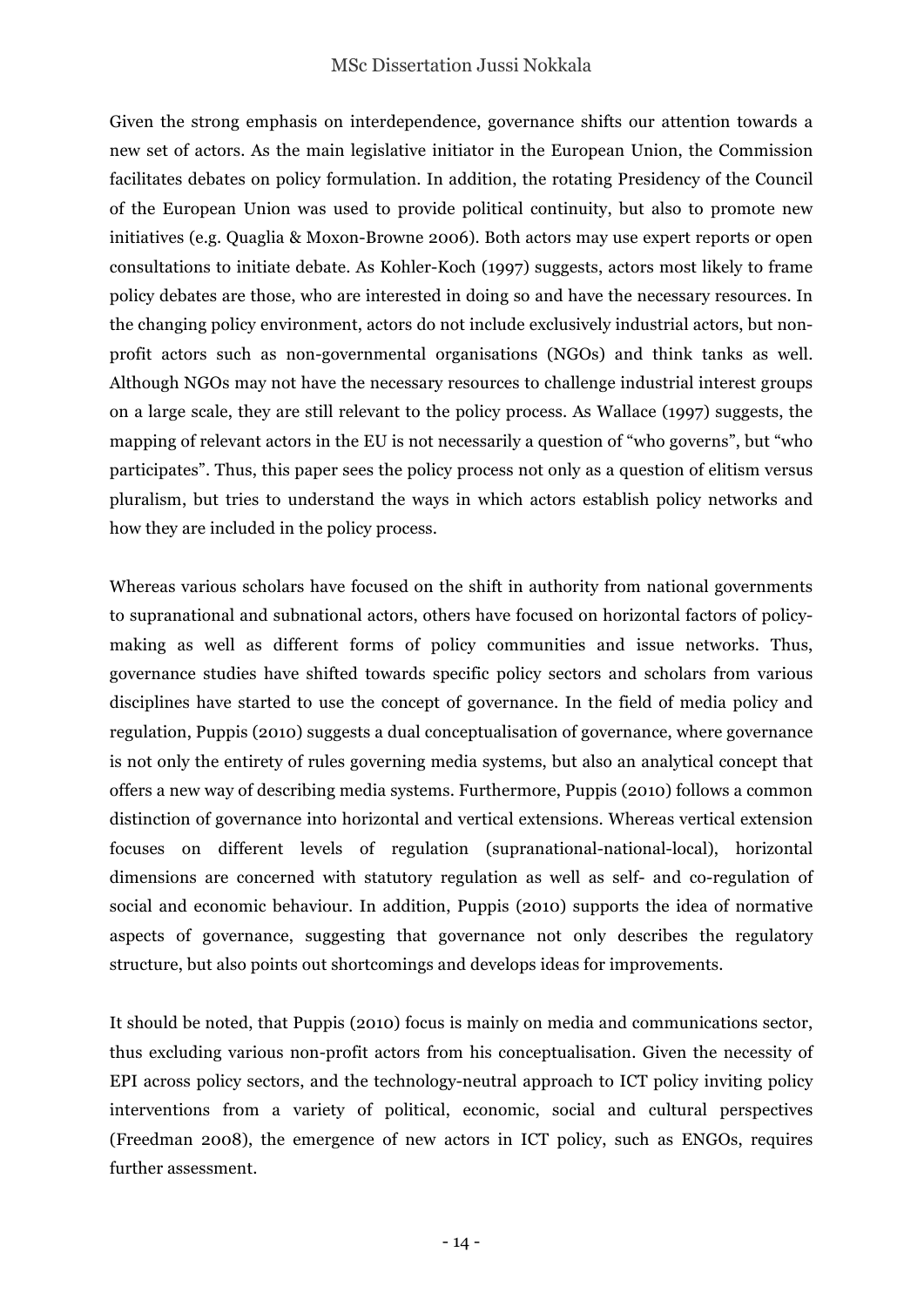Given the strong emphasis on interdependence, governance shifts our attention towards a new set of actors. As the main legislative initiator in the European Union, the Commission facilitates debates on policy formulation. In addition, the rotating Presidency of the Council of the European Union was used to provide political continuity, but also to promote new initiatives (e.g. Quaglia & Moxon-Browne 2006). Both actors may use expert reports or open consultations to initiate debate. As Kohler-Koch (1997) suggests, actors most likely to frame policy debates are those, who are interested in doing so and have the necessary resources. In the changing policy environment, actors do not include exclusively industrial actors, but non-profit actors such as non-governmental organisations (NGOs) and think tanks as well. Although NGOs may not have the necessary resources to challenge industrial interest groups on a large scale, they are still relevant to the policy process. As Wallace (1997) suggests, the mapping of relevant actors in the EU is not necessarily a question of "who governs", but "who participates". Thus, this paper sees the policy process not only as a question of elitism versus pluralism, but tries to understand the ways in which actors establish policy networks and how they are included in the policy process.

Whereas various scholars have focused on the shift in authority from national governments to supranational and subnational actors, others have focused on horizontal factors of policy-making as well as different forms of policy communities and issue networks. Thus, governance studies have shifted towards specific policy sectors and scholars from various disciplines have started to use the concept of governance. In the field of media policy and regulation, Puppis (2010) suggests a dual conceptualisation of governance, where governance is not only the entirety of rules governing media systems, but also an analytical concept that offers a new way of describing media systems. Furthermore, Puppis (2010) follows a common distinction of governance into horizontal and vertical extensions. Whereas vertical extension focuses on different levels of regulation (supranational-national-local), horizontal dimensions are concerned with statutory regulation as well as self- and co-regulation of social and economic behaviour. In addition, Puppis (2010) supports the idea of normative aspects of governance, suggesting that governance not only describes the regulatory structure, but also points out shortcomings and develops ideas for improvements.

It should be noted, that Puppis (2010) focus is mainly on media and communications sector, thus excluding various non-profit actors from his conceptualisation. Given the necessity of EPI across policy sectors, and the technology-neutral approach to ICT policy inviting policy interventions from a variety of political, economic, social and cultural perspectives (Freedman 2008), the emergence of new actors in ICT policy, such as ENGOs, requires further assessment.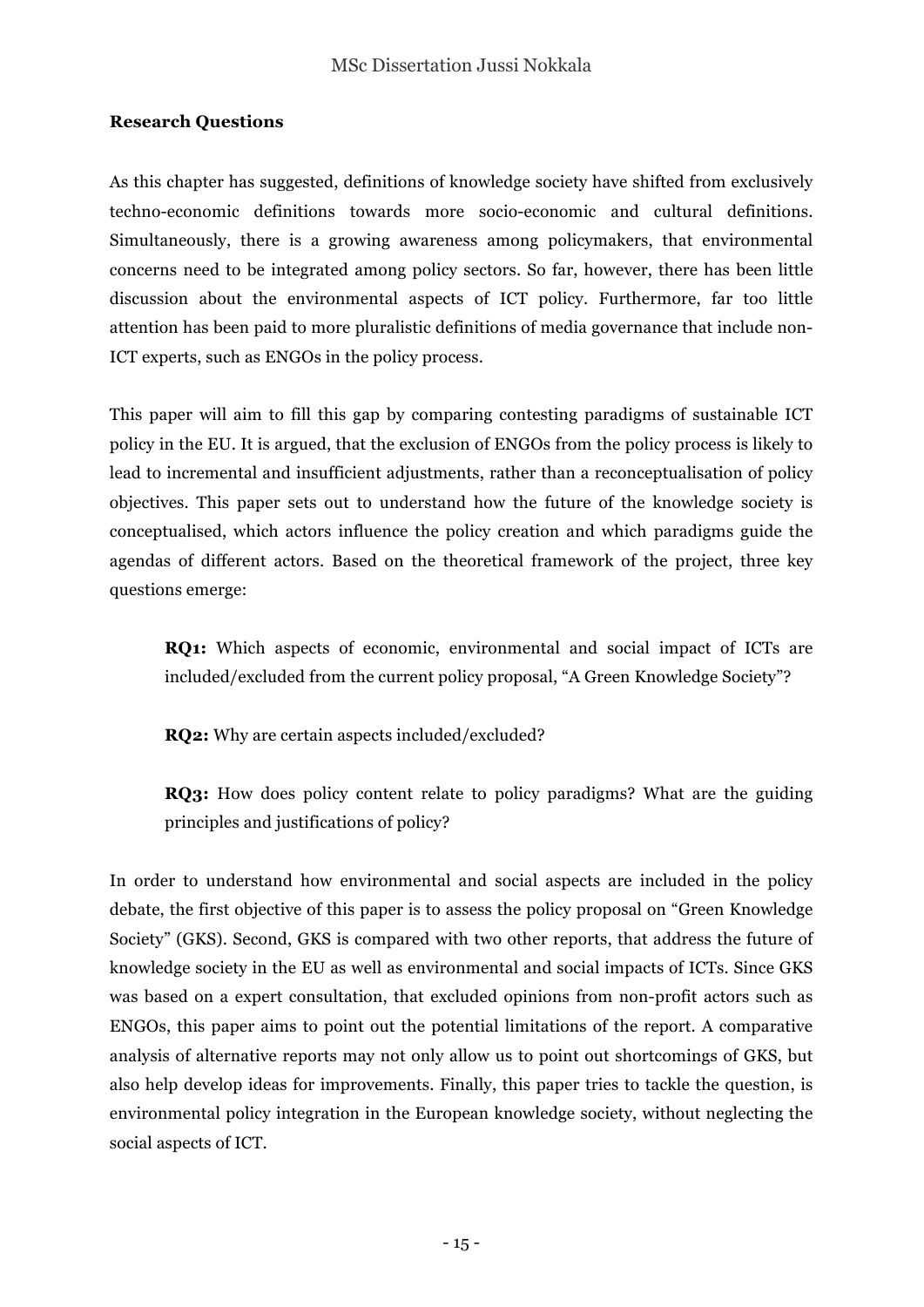**Research Questions**

As this chapter has suggested, definitions of knowledge society have shifted from exclusively techno-economic definitions towards more socio-economic and cultural definitions. Simultaneously, there is a growing awareness among policymakers, that environmental concerns need to be integrated among policy sectors. So far, however, there has been little discussion about the environmental aspects of ICT policy. Furthermore, far too little attention has been paid to more pluralistic definitions of media governance that include non-ICT experts, such as ENGOs in the policy process.

This paper will aim to fill this gap by comparing contesting paradigms of sustainable ICT policy in the EU. It is argued, that the exclusion of ENGOs from the policy process is likely to lead to incremental and insufficient adjustments, rather than a reconceptualisation of policy objectives. This paper sets out to understand how the future of the knowledge society is conceptualised, which actors influence the policy creation and which paradigms guide the agendas of different actors. Based on the theoretical framework of the project, three key questions emerge:

> **RQ1:** Which aspects of economic, environmental and social impact of ICTs are included/excluded from the current policy proposal, "A Green Knowledge Society"?
>
> **RQ2:** Why are certain aspects included/excluded?
>
> **RQ3:** How does policy content relate to policy paradigms? What are the guiding principles and justifications of policy?

In order to understand how environmental and social aspects are included in the policy debate, the first objective of this paper is to assess the policy proposal on "Green Knowledge Society" (GKS). Second, GKS is compared with two other reports, that address the future of knowledge society in the EU as well as environmental and social impacts of ICTs. Since GKS was based on a expert consultation, that excluded opinions from non-profit actors such as ENGOs, this paper aims to point out the potential limitations of the report. A comparative analysis of alternative reports may not only allow us to point out shortcomings of GKS, but also help develop ideas for improvements. Finally, this paper tries to tackle the question, is environmental policy integration in the European knowledge society, without neglecting the social aspects of ICT.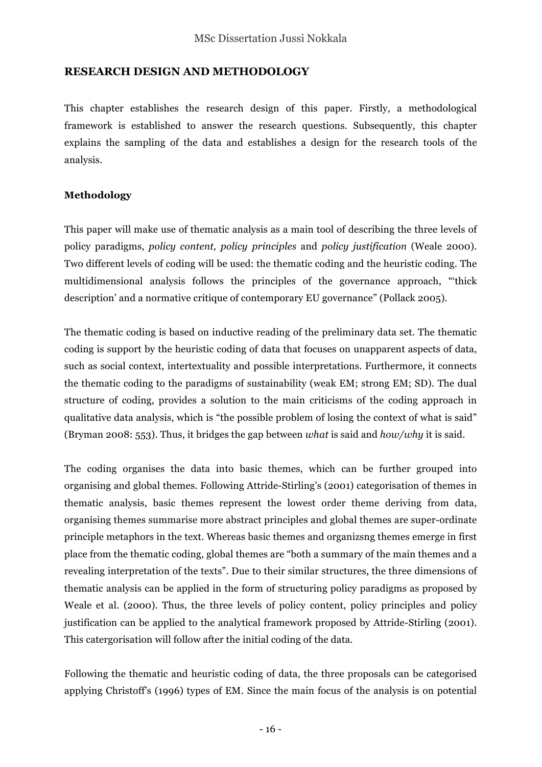## RESEARCH DESIGN AND METHODOLOGY

This chapter establishes the research design of this paper. Firstly, a methodological framework is established to answer the research questions. Subsequently, this chapter explains the sampling of the data and establishes a design for the research tools of the analysis.

### Methodology

This paper will make use of thematic analysis as a main tool of describing the three levels of policy paradigms, *policy content, policy principles* and *policy justification* (Weale 2000). Two different levels of coding will be used: the thematic coding and the heuristic coding. The multidimensional analysis follows the principles of the governance approach, "'thick description' and a normative critique of contemporary EU governance" (Pollack 2005).

The thematic coding is based on inductive reading of the preliminary data set. The thematic coding is support by the heuristic coding of data that focuses on unapparent aspects of data, such as social context, intertextuality and possible interpretations. Furthermore, it connects the thematic coding to the paradigms of sustainability (weak EM; strong EM; SD). The dual structure of coding, provides a solution to the main criticisms of the coding approach in qualitative data analysis, which is "the possible problem of losing the context of what is said" (Bryman 2008: 553). Thus, it bridges the gap between *what* is said and *how/why* it is said.

The coding organises the data into basic themes, which can be further grouped into organising and global themes. Following Attride-Stirling's (2001) categorisation of themes in thematic analysis, basic themes represent the lowest order theme deriving from data, organising themes summarise more abstract principles and global themes are super-ordinate principle metaphors in the text. Whereas basic themes and organizsng themes emerge in first place from the thematic coding, global themes are "both a summary of the main themes and a revealing interpretation of the texts". Due to their similar structures, the three dimensions of thematic analysis can be applied in the form of structuring policy paradigms as proposed by Weale et al. (2000). Thus, the three levels of policy content, policy principles and policy justification can be applied to the analytical framework proposed by Attride-Stirling (2001). This catergorisation will follow after the initial coding of the data.

Following the thematic and heuristic coding of data, the three proposals can be categorised applying Christoff's (1996) types of EM. Since the main focus of the analysis is on potential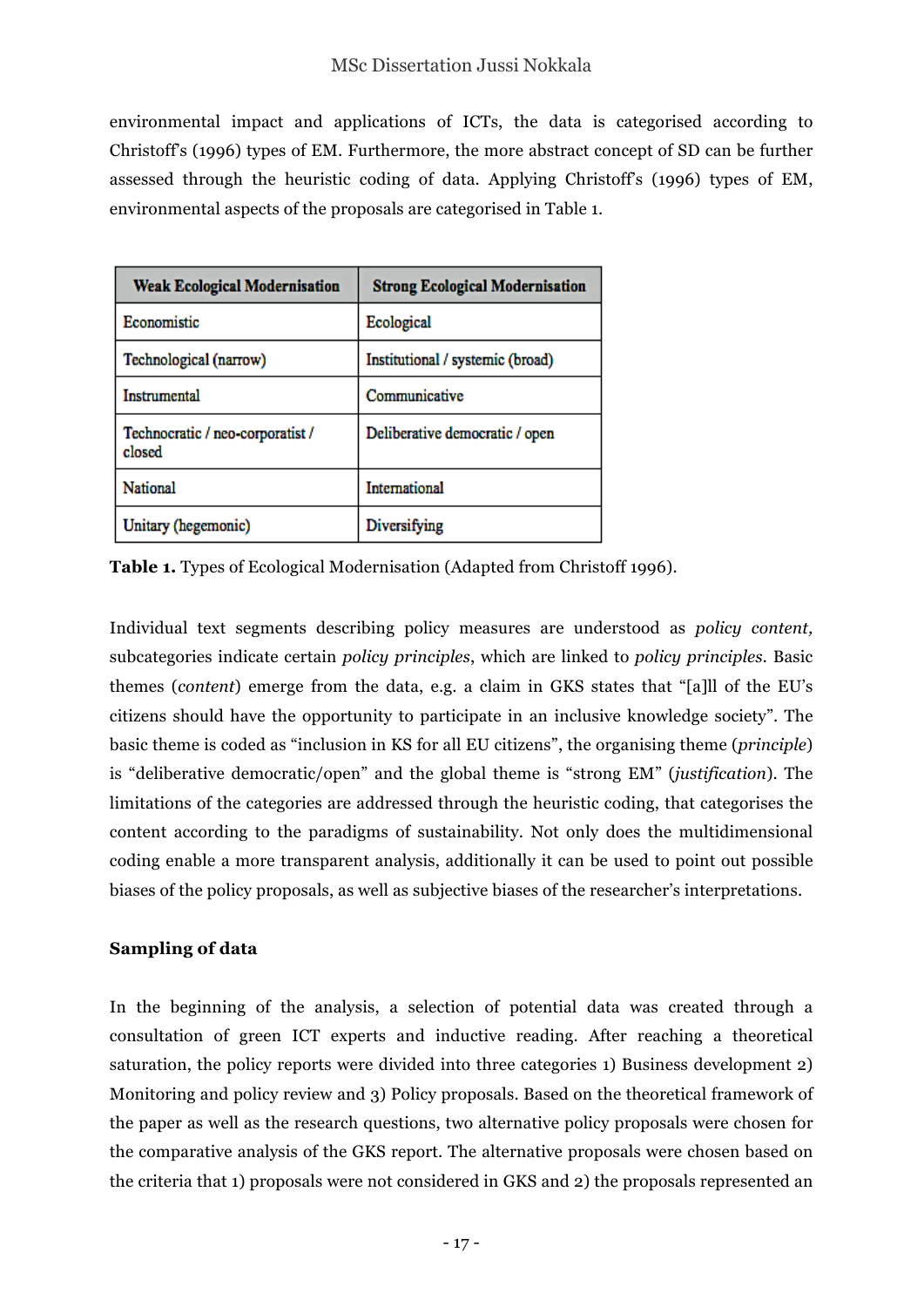environmental impact and applications of ICTs, the data is categorised according to Christoff's (1996) types of EM. Furthermore, the more abstract concept of SD can be further assessed through the heuristic coding of data. Applying Christoff's (1996) types of EM, environmental aspects of the proposals are categorised in Table 1.

| Weak Ecological Modernisation | Strong Ecological Modernisation |
|---|---|
| Economistic | Ecological |
| Technological (narrow) | Institutional / systemic (broad) |
| Instrumental | Communicative |
| Technocratic / neo-corporatist / closed | Deliberative democratic / open |
| National | International |
| Unitary (hegemonic) | Diversifying |

**Table 1.** Types of Ecological Modernisation (Adapted from Christoff 1996).

Individual text segments describing policy measures are understood as *policy content*, subcategories indicate certain *policy principles*, which are linked to *policy principles*. Basic themes (*content*) emerge from the data, e.g. a claim in GKS states that "[a]ll of the EU's citizens should have the opportunity to participate in an inclusive knowledge society". The basic theme is coded as "inclusion in KS for all EU citizens", the organising theme (*principle*) is "deliberative democratic/open" and the global theme is "strong EM" (*justification*). The limitations of the categories are addressed through the heuristic coding, that categorises the content according to the paradigms of sustainability. Not only does the multidimensional coding enable a more transparent analysis, additionally it can be used to point out possible biases of the policy proposals, as well as subjective biases of the researcher's interpretations.

**Sampling of data**

In the beginning of the analysis, a selection of potential data was created through a consultation of green ICT experts and inductive reading. After reaching a theoretical saturation, the policy reports were divided into three categories 1) Business development 2) Monitoring and policy review and 3) Policy proposals. Based on the theoretical framework of the paper as well as the research questions, two alternative policy proposals were chosen for the comparative analysis of the GKS report. The alternative proposals were chosen based on the criteria that 1) proposals were not considered in GKS and 2) the proposals represented an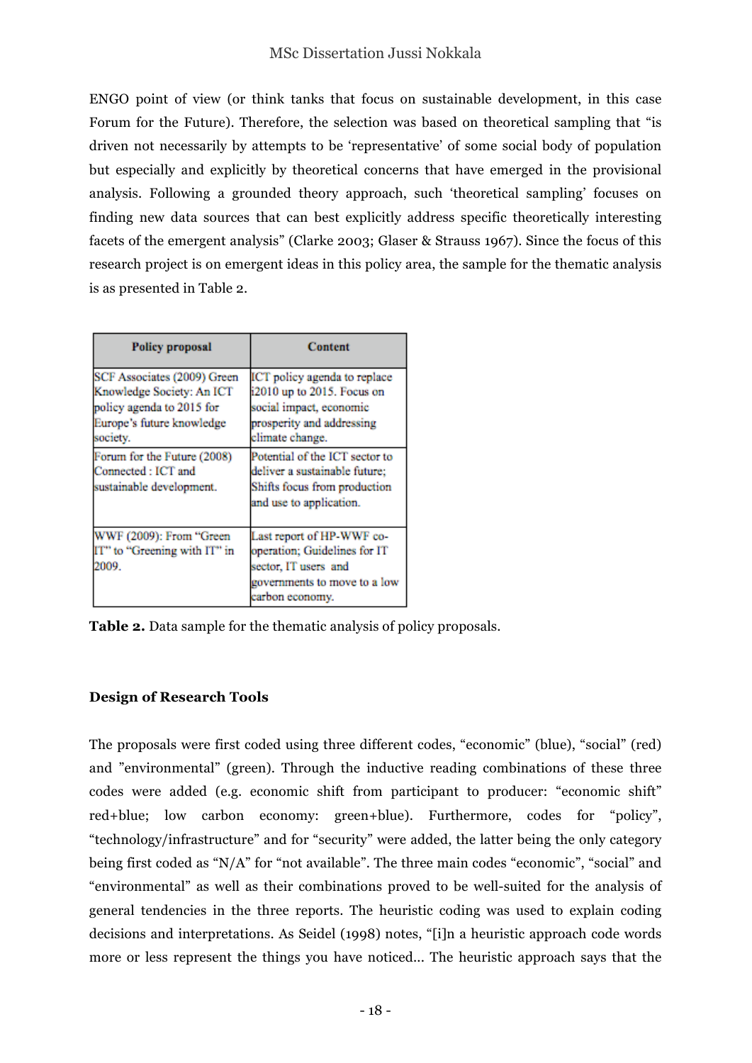ENGO point of view (or think tanks that focus on sustainable development, in this case Forum for the Future). Therefore, the selection was based on theoretical sampling that "is driven not necessarily by attempts to be 'representative' of some social body of population but especially and explicitly by theoretical concerns that have emerged in the provisional analysis. Following a grounded theory approach, such 'theoretical sampling' focuses on finding new data sources that can best explicitly address specific theoretically interesting facets of the emergent analysis" (Clarke 2003; Glaser & Strauss 1967). Since the focus of this research project is on emergent ideas in this policy area, the sample for the thematic analysis is as presented in Table 2.

| Policy proposal | Content |
| --- | --- |
| SCF Associates (2009) Green Knowledge Society: An ICT policy agenda to 2015 for Europe's future knowledge society. | ICT policy agenda to replace i2010 up to 2015. Focus on social impact, economic prosperity and addressing climate change. |
| Forum for the Future (2008) Connected : ICT and sustainable development. | Potential of the ICT sector to deliver a sustainable future; Shifts focus from production and use to application. |
| WWF (2009): From "Green IT" to "Greening with IT" in 2009. | Last report of HP-WWF co-operation; Guidelines for IT sector, IT users and governments to move to a low carbon economy. |

**Table 2.** Data sample for the thematic analysis of policy proposals.

**Design of Research Tools**

The proposals were first coded using three different codes, "economic" (blue), "social" (red) and "environmental" (green). Through the inductive reading combinations of these three codes were added (e.g. economic shift from participant to producer: "economic shift" red+blue; low carbon economy: green+blue). Furthermore, codes for "policy", "technology/infrastructure" and for "security" were added, the latter being the only category being first coded as "N/A" for "not available". The three main codes "economic", "social" and "environmental" as well as their combinations proved to be well-suited for the analysis of general tendencies in the three reports. The heuristic coding was used to explain coding decisions and interpretations. As Seidel (1998) notes, "[i]n a heuristic approach code words more or less represent the things you have noticed... The heuristic approach says that the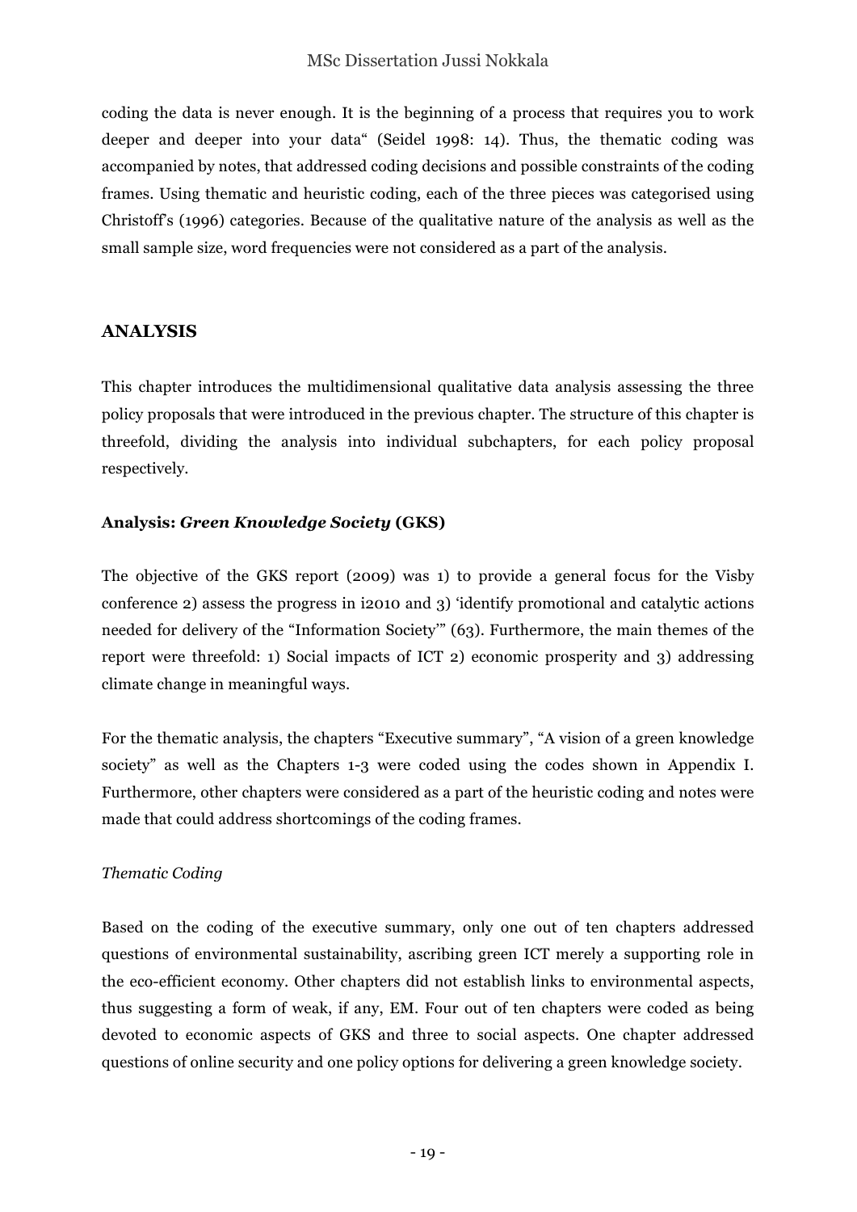coding the data is never enough. It is the beginning of a process that requires you to work deeper and deeper into your data" (Seidel 1998: 14). Thus, the thematic coding was accompanied by notes, that addressed coding decisions and possible constraints of the coding frames. Using thematic and heuristic coding, each of the three pieces was categorised using Christoff's (1996) categories. Because of the qualitative nature of the analysis as well as the small sample size, word frequencies were not considered as a part of the analysis.

## ANALYSIS

This chapter introduces the multidimensional qualitative data analysis assessing the three policy proposals that were introduced in the previous chapter. The structure of this chapter is threefold, dividing the analysis into individual subchapters, for each policy proposal respectively.

### Analysis: *Green Knowledge Society* (GKS)

The objective of the GKS report (2009) was 1) to provide a general focus for the Visby conference 2) assess the progress in i2010 and 3) 'identify promotional and catalytic actions needed for delivery of the "Information Society"' (63). Furthermore, the main themes of the report were threefold: 1) Social impacts of ICT 2) economic prosperity and 3) addressing climate change in meaningful ways.

For the thematic analysis, the chapters "Executive summary", "A vision of a green knowledge society" as well as the Chapters 1-3 were coded using the codes shown in Appendix I. Furthermore, other chapters were considered as a part of the heuristic coding and notes were made that could address shortcomings of the coding frames.

#### *Thematic Coding*

Based on the coding of the executive summary, only one out of ten chapters addressed questions of environmental sustainability, ascribing green ICT merely a supporting role in the eco-efficient economy. Other chapters did not establish links to environmental aspects, thus suggesting a form of weak, if any, EM. Four out of ten chapters were coded as being devoted to economic aspects of GKS and three to social aspects. One chapter addressed questions of online security and one policy options for delivering a green knowledge society.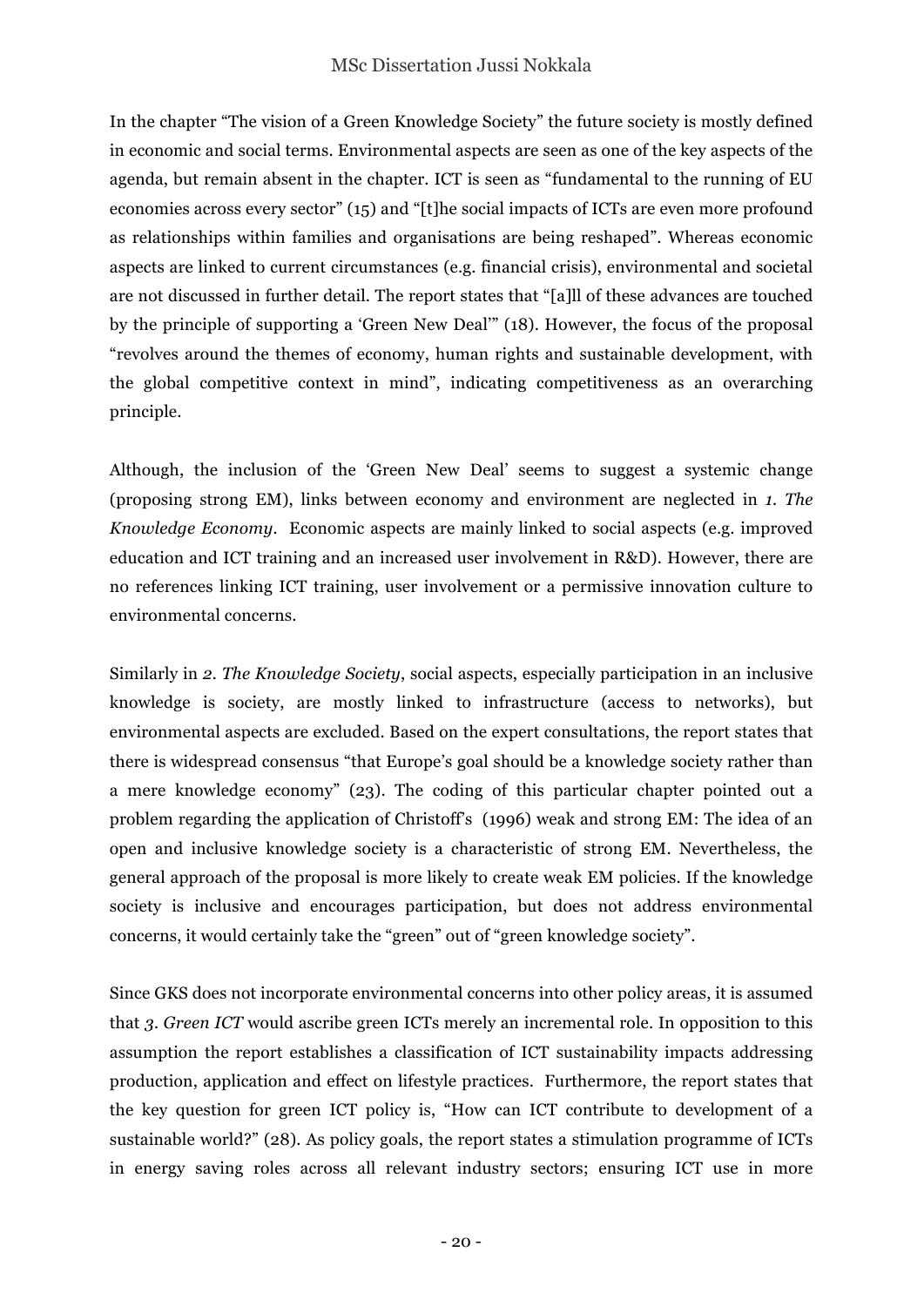In the chapter "The vision of a Green Knowledge Society" the future society is mostly defined in economic and social terms. Environmental aspects are seen as one of the key aspects of the agenda, but remain absent in the chapter. ICT is seen as "fundamental to the running of EU economies across every sector" (15) and "[t]he social impacts of ICTs are even more profound as relationships within families and organisations are being reshaped". Whereas economic aspects are linked to current circumstances (e.g. financial crisis), environmental and societal are not discussed in further detail. The report states that "[a]ll of these advances are touched by the principle of supporting a 'Green New Deal'" (18). However, the focus of the proposal "revolves around the themes of economy, human rights and sustainable development, with the global competitive context in mind", indicating competitiveness as an overarching principle.

Although, the inclusion of the 'Green New Deal' seems to suggest a systemic change (proposing strong EM), links between economy and environment are neglected in *1. The Knowledge Economy*. Economic aspects are mainly linked to social aspects (e.g. improved education and ICT training and an increased user involvement in R&D). However, there are no references linking ICT training, user involvement or a permissive innovation culture to environmental concerns.

Similarly in *2. The Knowledge Society*, social aspects, especially participation in an inclusive knowledge is society, are mostly linked to infrastructure (access to networks), but environmental aspects are excluded. Based on the expert consultations, the report states that there is widespread consensus "that Europe's goal should be a knowledge society rather than a mere knowledge economy" (23). The coding of this particular chapter pointed out a problem regarding the application of Christoff's (1996) weak and strong EM: The idea of an open and inclusive knowledge society is a characteristic of strong EM. Nevertheless, the general approach of the proposal is more likely to create weak EM policies. If the knowledge society is inclusive and encourages participation, but does not address environmental concerns, it would certainly take the "green" out of "green knowledge society".

Since GKS does not incorporate environmental concerns into other policy areas, it is assumed that *3. Green ICT* would ascribe green ICTs merely an incremental role. In opposition to this assumption the report establishes a classification of ICT sustainability impacts addressing production, application and effect on lifestyle practices. Furthermore, the report states that the key question for green ICT policy is, "How can ICT contribute to development of a sustainable world?" (28). As policy goals, the report states a stimulation programme of ICTs in energy saving roles across all relevant industry sectors; ensuring ICT use in more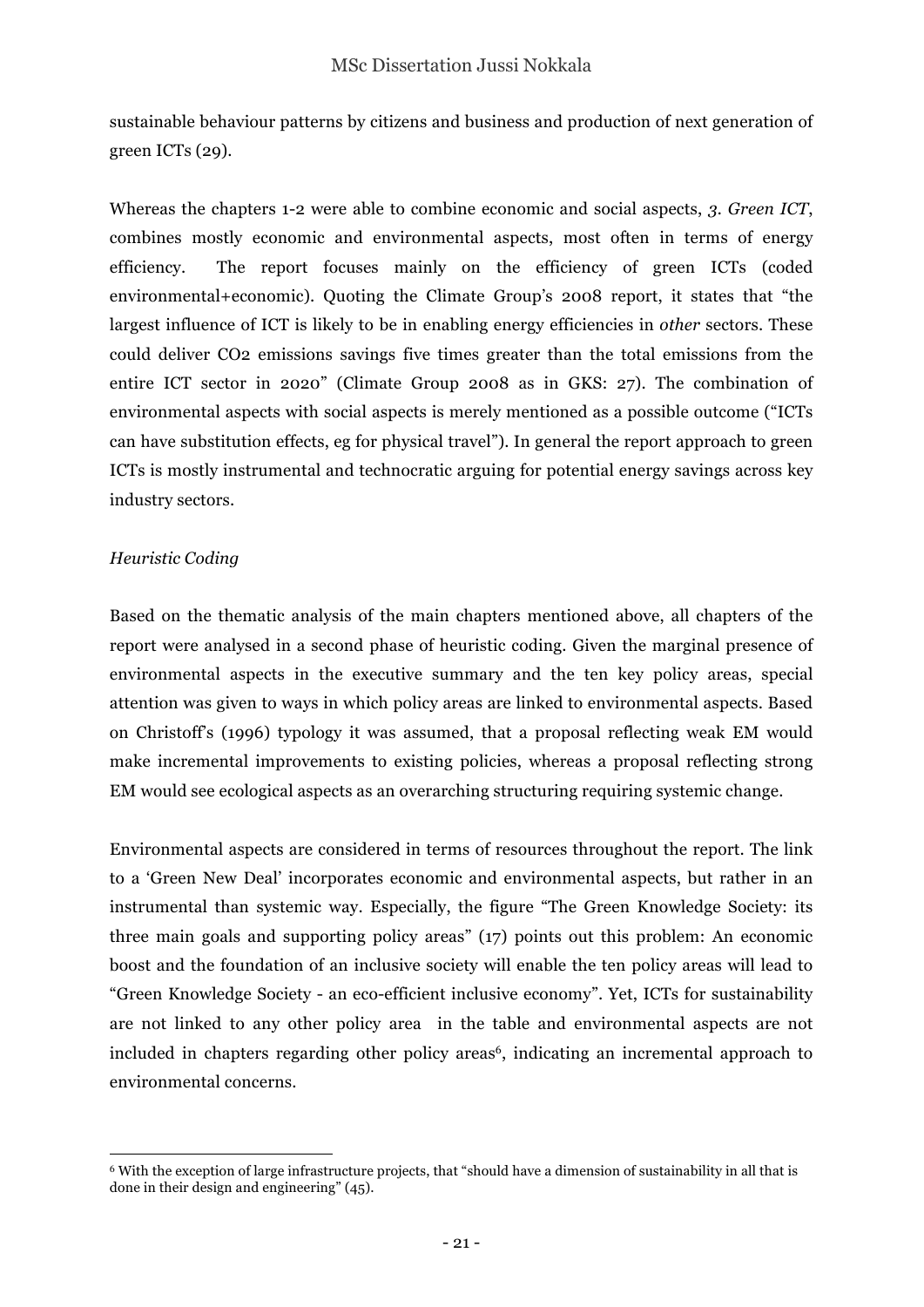sustainable behaviour patterns by citizens and business and production of next generation of green ICTs (29).

Whereas the chapters 1-2 were able to combine economic and social aspects, *3. Green ICT*, combines mostly economic and environmental aspects, most often in terms of energy efficiency. The report focuses mainly on the efficiency of green ICTs (coded environmental+economic). Quoting the Climate Group's 2008 report, it states that "the largest influence of ICT is likely to be in enabling energy efficiencies in *other* sectors. These could deliver $CO_2$ emissions savings five times greater than the total emissions from the entire ICT sector in 2020" (Climate Group 2008 as in GKS: 27). The combination of environmental aspects with social aspects is merely mentioned as a possible outcome ("ICTs can have substitution effects, eg for physical travel"). In general the report approach to green ICTs is mostly instrumental and technocratic arguing for potential energy savings across key industry sectors.

*Heuristic Coding*

Based on the thematic analysis of the main chapters mentioned above, all chapters of the report were analysed in a second phase of heuristic coding. Given the marginal presence of environmental aspects in the executive summary and the ten key policy areas, special attention was given to ways in which policy areas are linked to environmental aspects. Based on Christoff's (1996) typology it was assumed, that a proposal reflecting weak EM would make incremental improvements to existing policies, whereas a proposal reflecting strong EM would see ecological aspects as an overarching structuring requiring systemic change.

Environmental aspects are considered in terms of resources throughout the report. The link to a 'Green New Deal' incorporates economic and environmental aspects, but rather in an instrumental than systemic way. Especially, the figure "The Green Knowledge Society: its three main goals and supporting policy areas" (17) points out this problem: An economic boost and the foundation of an inclusive society will enable the ten policy areas will lead to "Green Knowledge Society - an eco-efficient inclusive economy". Yet, ICTs for sustainability are not linked to any other policy area in the table and environmental aspects are not included in chapters regarding other policy areas[6], indicating an incremental approach to environmental concerns.

[6] With the exception of large infrastructure projects, that "should have a dimension of sustainability in all that is done in their design and engineering" (45).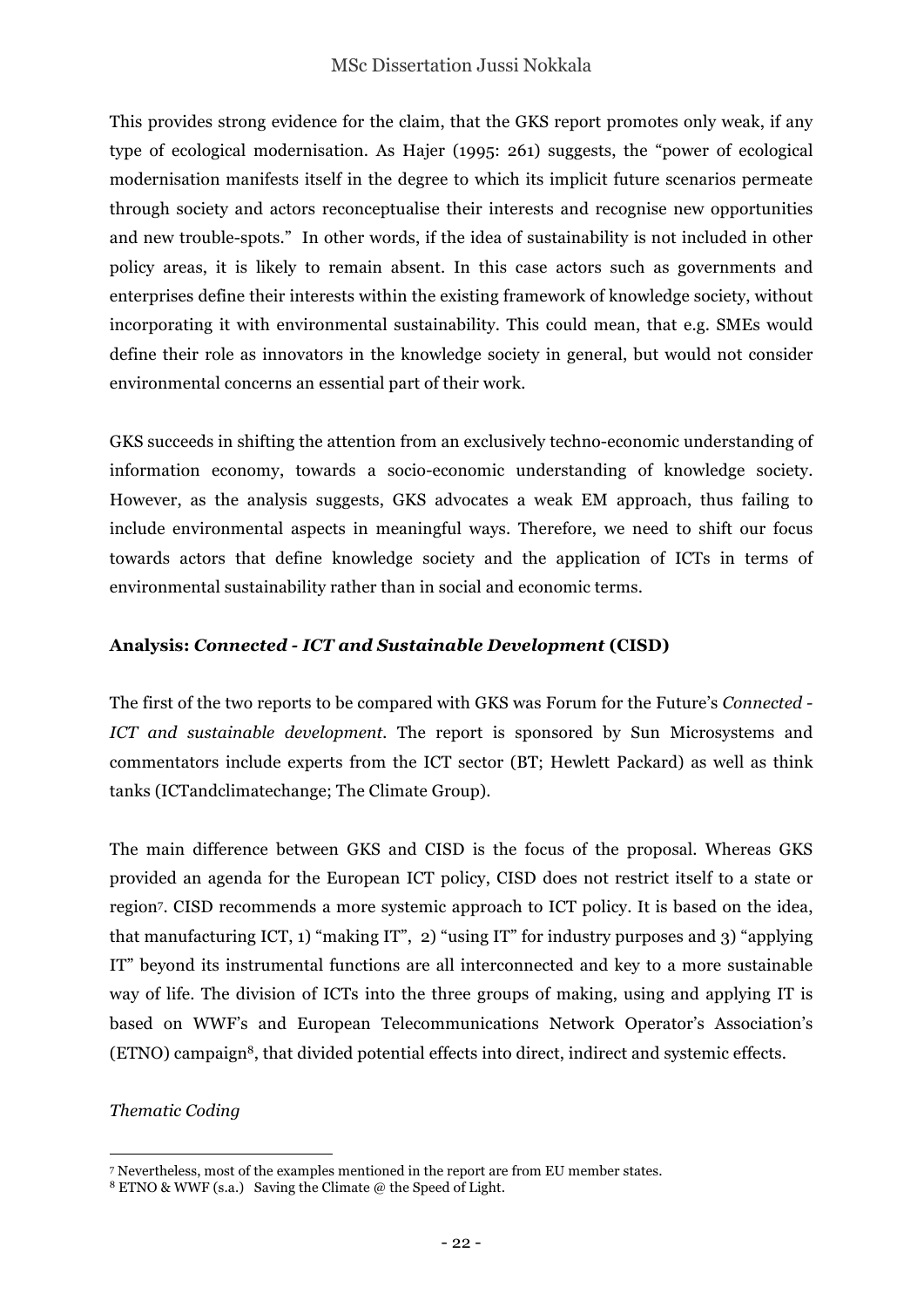This provides strong evidence for the claim, that the GKS report promotes only weak, if any type of ecological modernisation. As Hajer (1995: 261) suggests, the "power of ecological modernisation manifests itself in the degree to which its implicit future scenarios permeate through society and actors reconceptualise their interests and recognise new opportunities and new trouble-spots." In other words, if the idea of sustainability is not included in other policy areas, it is likely to remain absent. In this case actors such as governments and enterprises define their interests within the existing framework of knowledge society, without incorporating it with environmental sustainability. This could mean, that e.g. SMEs would define their role as innovators in the knowledge society in general, but would not consider environmental concerns an essential part of their work.

GKS succeeds in shifting the attention from an exclusively techno-economic understanding of information economy, towards a socio-economic understanding of knowledge society. However, as the analysis suggests, GKS advocates a weak EM approach, thus failing to include environmental aspects in meaningful ways. Therefore, we need to shift our focus towards actors that define knowledge society and the application of ICTs in terms of environmental sustainability rather than in social and economic terms.

**Analysis: *Connected - ICT and Sustainable Development* (CISD)**

The first of the two reports to be compared with GKS was Forum for the Future's *Connected - ICT and sustainable development*. The report is sponsored by Sun Microsystems and commentators include experts from the ICT sector (BT; Hewlett Packard) as well as think tanks (ICTandclimatechange; The Climate Group).

The main difference between GKS and CISD is the focus of the proposal. Whereas GKS provided an agenda for the European ICT policy, CISD does not restrict itself to a state or region[7]. CISD recommends a more systemic approach to ICT policy. It is based on the idea, that manufacturing ICT, 1) "making IT", 2) "using IT" for industry purposes and 3) "applying IT" beyond its instrumental functions are all interconnected and key to a more sustainable way of life. The division of ICTs into the three groups of making, using and applying IT is based on WWF's and European Telecommunications Network Operator's Association's (ETNO) campaign[8], that divided potential effects into direct, indirect and systemic effects.

*Thematic Coding*

[7] Nevertheless, most of the examples mentioned in the report are from EU member states.

[8] ETNO & WWF (s.a.) Saving the Climate @ the Speed of Light.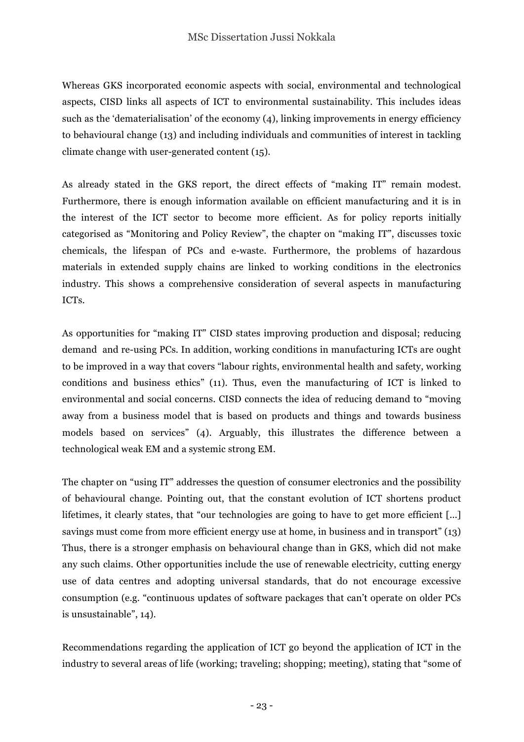Whereas GKS incorporated economic aspects with social, environmental and technological aspects, CISD links all aspects of ICT to environmental sustainability. This includes ideas such as the 'dematerialisation' of the economy (4), linking improvements in energy efficiency to behavioural change (13) and including individuals and communities of interest in tackling climate change with user-generated content (15).

As already stated in the GKS report, the direct effects of "making IT" remain modest. Furthermore, there is enough information available on efficient manufacturing and it is in the interest of the ICT sector to become more efficient. As for policy reports initially categorised as "Monitoring and Policy Review", the chapter on "making IT", discusses toxic chemicals, the lifespan of PCs and e-waste. Furthermore, the problems of hazardous materials in extended supply chains are linked to working conditions in the electronics industry. This shows a comprehensive consideration of several aspects in manufacturing ICTs.

As opportunities for "making IT" CISD states improving production and disposal; reducing demand  and re-using PCs. In addition, working conditions in manufacturing ICTs are ought to be improved in a way that covers "labour rights, environmental health and safety, working conditions and business ethics" (11). Thus, even the manufacturing of ICT is linked to environmental and social concerns. CISD connects the idea of reducing demand to "moving away from a business model that is based on products and things and towards business models based on services" (4). Arguably, this illustrates the difference between a technological weak EM and a systemic strong EM.

The chapter on "using IT" addresses the question of consumer electronics and the possibility of behavioural change. Pointing out, that the constant evolution of ICT shortens product lifetimes, it clearly states, that "our technologies are going to have to get more efficient [...] savings must come from more efficient energy use at home, in business and in transport" (13) Thus, there is a stronger emphasis on behavioural change than in GKS, which did not make any such claims. Other opportunities include the use of renewable electricity, cutting energy use of data centres and adopting universal standards, that do not encourage excessive consumption (e.g. "continuous updates of software packages that can't operate on older PCs is unsustainable", 14).

Recommendations regarding the application of ICT go beyond the application of ICT in the industry to several areas of life (working; traveling; shopping; meeting), stating that "some of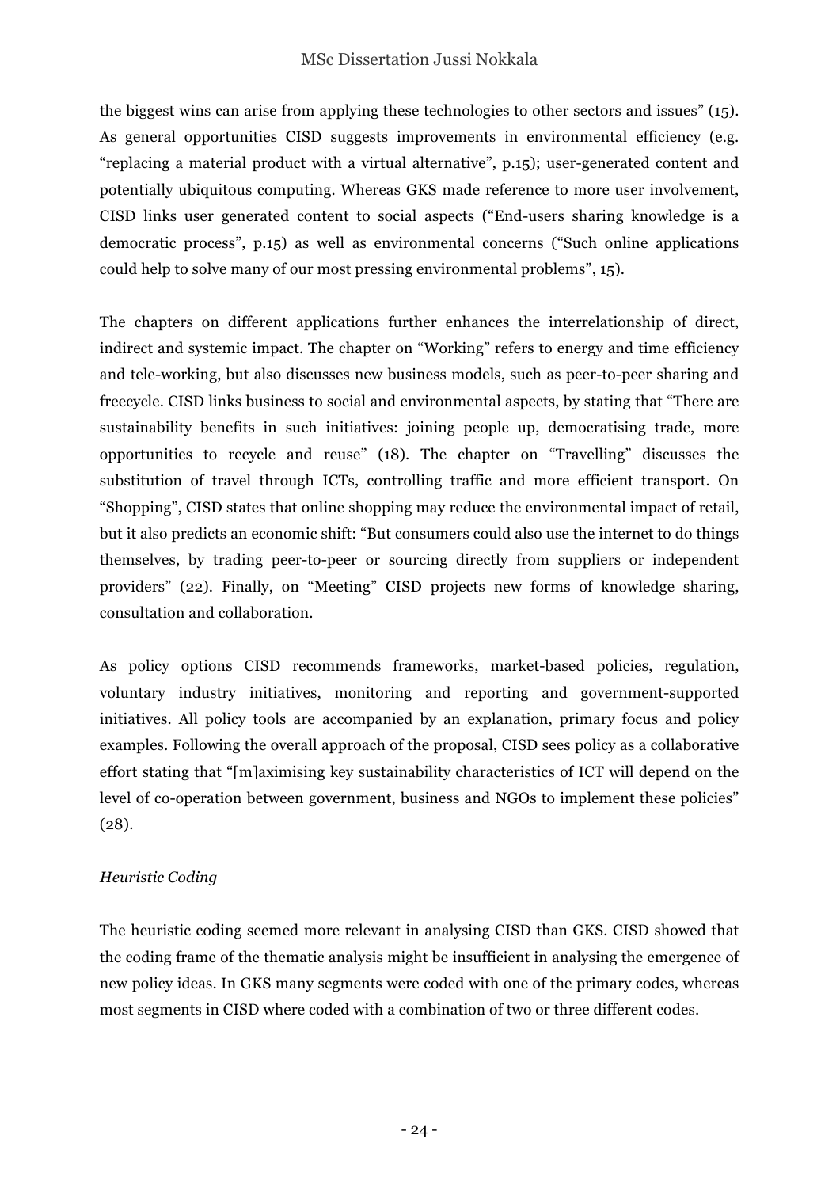the biggest wins can arise from applying these technologies to other sectors and issues" (15). As general opportunities CISD suggests improvements in environmental efficiency (e.g. "replacing a material product with a virtual alternative", p.15); user-generated content and potentially ubiquitous computing. Whereas GKS made reference to more user involvement, CISD links user generated content to social aspects ("End-users sharing knowledge is a democratic process", p.15) as well as environmental concerns ("Such online applications could help to solve many of our most pressing environmental problems", 15).

The chapters on different applications further enhances the interrelationship of direct, indirect and systemic impact. The chapter on "Working" refers to energy and time efficiency and tele-working, but also discusses new business models, such as peer-to-peer sharing and freecycle. CISD links business to social and environmental aspects, by stating that "There are sustainability benefits in such initiatives: joining people up, democratising trade, more opportunities to recycle and reuse" (18). The chapter on "Travelling" discusses the substitution of travel through ICTs, controlling traffic and more efficient transport. On "Shopping", CISD states that online shopping may reduce the environmental impact of retail, but it also predicts an economic shift: "But consumers could also use the internet to do things themselves, by trading peer-to-peer or sourcing directly from suppliers or independent providers" (22). Finally, on "Meeting" CISD projects new forms of knowledge sharing, consultation and collaboration.

As policy options CISD recommends frameworks, market-based policies, regulation, voluntary industry initiatives, monitoring and reporting and government-supported initiatives. All policy tools are accompanied by an explanation, primary focus and policy examples. Following the overall approach of the proposal, CISD sees policy as a collaborative effort stating that "[m]aximising key sustainability characteristics of ICT will depend on the level of co-operation between government, business and NGOs to implement these policies" (28).

*Heuristic Coding*

The heuristic coding seemed more relevant in analysing CISD than GKS. CISD showed that the coding frame of the thematic analysis might be insufficient in analysing the emergence of new policy ideas. In GKS many segments were coded with one of the primary codes, whereas most segments in CISD where coded with a combination of two or three different codes.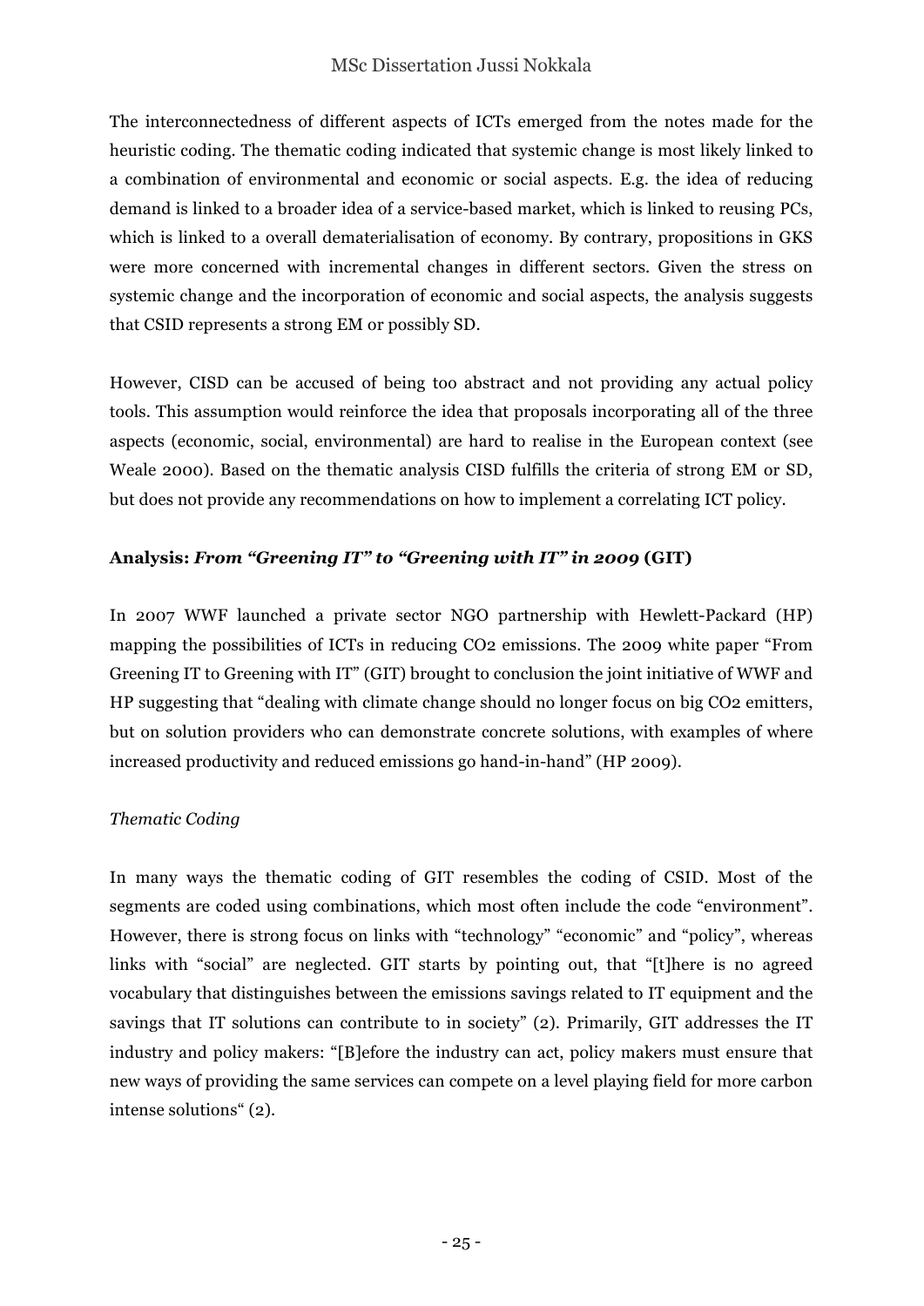The interconnectedness of different aspects of ICTs emerged from the notes made for the heuristic coding. The thematic coding indicated that systemic change is most likely linked to a combination of environmental and economic or social aspects. E.g. the idea of reducing demand is linked to a broader idea of a service-based market, which is linked to reusing PCs, which is linked to a overall dematerialisation of economy. By contrary, propositions in GKS were more concerned with incremental changes in different sectors. Given the stress on systemic change and the incorporation of economic and social aspects, the analysis suggests that CSID represents a strong EM or possibly SD.

However, CISD can be accused of being too abstract and not providing any actual policy tools. This assumption would reinforce the idea that proposals incorporating all of the three aspects (economic, social, environmental) are hard to realise in the European context (see Weale 2000). Based on the thematic analysis CISD fulfills the criteria of strong EM or SD, but does not provide any recommendations on how to implement a correlating ICT policy.

**Analysis: *From "Greening IT" to "Greening with IT" in 2009* (GIT)**

In 2007 WWF launched a private sector NGO partnership with Hewlett-Packard (HP) mapping the possibilities of ICTs in reducing $CO_2$ emissions. The 2009 white paper "From Greening IT to Greening with IT" (GIT) brought to conclusion the joint initiative of WWF and HP suggesting that "dealing with climate change should no longer focus on big $CO_2$ emitters, but on solution providers who can demonstrate concrete solutions, with examples of where increased productivity and reduced emissions go hand-in-hand" (HP 2009).

*Thematic Coding*

In many ways the thematic coding of GIT resembles the coding of CSID. Most of the segments are coded using combinations, which most often include the code "environment". However, there is strong focus on links with "technology" "economic" and "policy", whereas links with "social" are neglected. GIT starts by pointing out, that "[t]here is no agreed vocabulary that distinguishes between the emissions savings related to IT equipment and the savings that IT solutions can contribute to in society" (2). Primarily, GIT addresses the IT industry and policy makers: "[B]efore the industry can act, policy makers must ensure that new ways of providing the same services can compete on a level playing field for more carbon intense solutions" (2).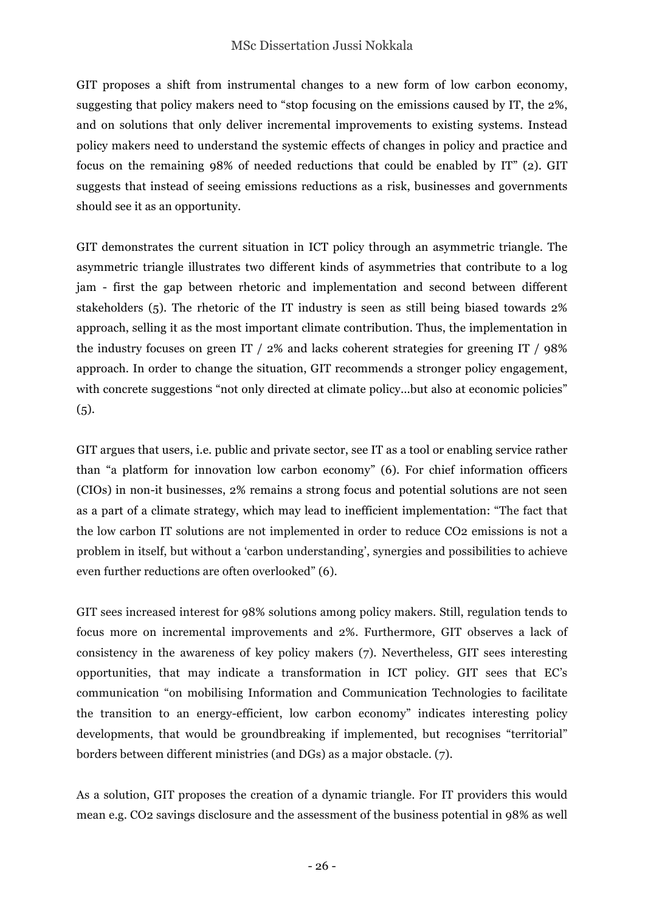GIT proposes a shift from instrumental changes to a new form of low carbon economy, suggesting that policy makers need to "stop focusing on the emissions caused by IT, the 2%, and on solutions that only deliver incremental improvements to existing systems. Instead policy makers need to understand the systemic effects of changes in policy and practice and focus on the remaining 98% of needed reductions that could be enabled by IT" (2). GIT suggests that instead of seeing emissions reductions as a risk, businesses and governments should see it as an opportunity.

GIT demonstrates the current situation in ICT policy through an asymmetric triangle. The asymmetric triangle illustrates two different kinds of asymmetries that contribute to a log jam - first the gap between rhetoric and implementation and second between different stakeholders (5). The rhetoric of the IT industry is seen as still being biased towards 2% approach, selling it as the most important climate contribution. Thus, the implementation in the industry focuses on green IT / 2% and lacks coherent strategies for greening IT / 98% approach. In order to change the situation, GIT recommends a stronger policy engagement, with concrete suggestions "not only directed at climate policy…but also at economic policies" (5).

GIT argues that users, i.e. public and private sector, see IT as a tool or enabling service rather than "a platform for innovation low carbon economy" (6). For chief information officers (CIOs) in non-it businesses, 2% remains a strong focus and potential solutions are not seen as a part of a climate strategy, which may lead to inefficient implementation: "The fact that the low carbon IT solutions are not implemented in order to reduce $CO_2$ emissions is not a problem in itself, but without a 'carbon understanding', synergies and possibilities to achieve even further reductions are often overlooked" (6).

GIT sees increased interest for 98% solutions among policy makers. Still, regulation tends to focus more on incremental improvements and 2%. Furthermore, GIT observes a lack of consistency in the awareness of key policy makers (7). Nevertheless, GIT sees interesting opportunities, that may indicate a transformation in ICT policy. GIT sees that EC's communication "on mobilising Information and Communication Technologies to facilitate the transition to an energy-efficient, low carbon economy" indicates interesting policy developments, that would be groundbreaking if implemented, but recognises "territorial" borders between different ministries (and DGs) as a major obstacle. (7).

As a solution, GIT proposes the creation of a dynamic triangle. For IT providers this would mean e.g. $CO_2$ savings disclosure and the assessment of the business potential in 98% as well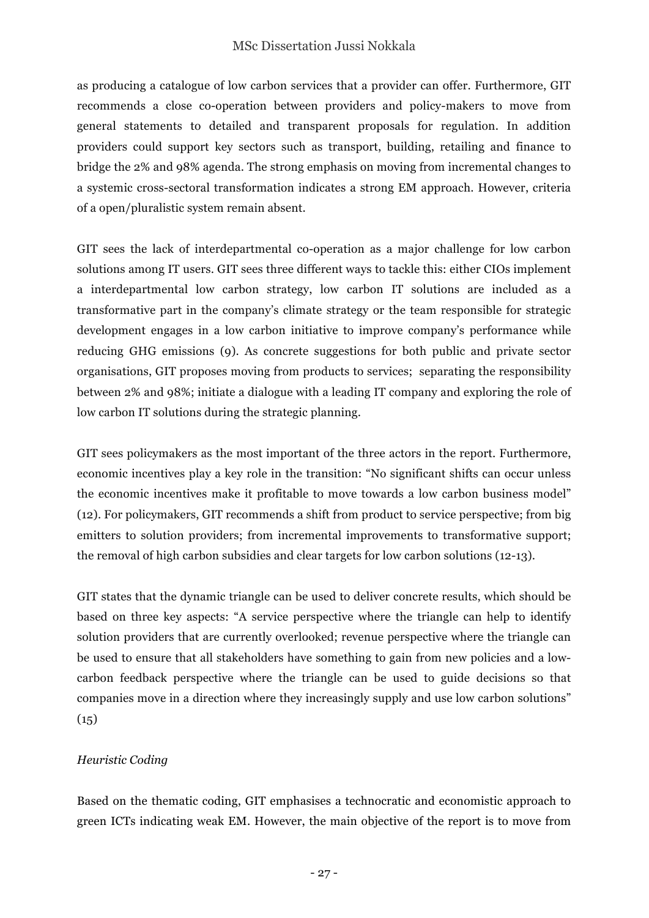as producing a catalogue of low carbon services that a provider can offer. Furthermore, GIT recommends a close co-operation between providers and policy-makers to move from general statements to detailed and transparent proposals for regulation. In addition providers could support key sectors such as transport, building, retailing and finance to bridge the 2% and 98% agenda. The strong emphasis on moving from incremental changes to a systemic cross-sectoral transformation indicates a strong EM approach. However, criteria of a open/pluralistic system remain absent.

GIT sees the lack of interdepartmental co-operation as a major challenge for low carbon solutions among IT users. GIT sees three different ways to tackle this: either CIOs implement a interdepartmental low carbon strategy, low carbon IT solutions are included as a transformative part in the company's climate strategy or the team responsible for strategic development engages in a low carbon initiative to improve company's performance while reducing GHG emissions (9). As concrete suggestions for both public and private sector organisations, GIT proposes moving from products to services; separating the responsibility between 2% and 98%; initiate a dialogue with a leading IT company and exploring the role of low carbon IT solutions during the strategic planning.

GIT sees policymakers as the most important of the three actors in the report. Furthermore, economic incentives play a key role in the transition: "No significant shifts can occur unless the economic incentives make it profitable to move towards a low carbon business model" (12). For policymakers, GIT recommends a shift from product to service perspective; from big emitters to solution providers; from incremental improvements to transformative support; the removal of high carbon subsidies and clear targets for low carbon solutions (12-13).

GIT states that the dynamic triangle can be used to deliver concrete results, which should be based on three key aspects: "A service perspective where the triangle can help to identify solution providers that are currently overlooked; revenue perspective where the triangle can be used to ensure that all stakeholders have something to gain from new policies and a low-carbon feedback perspective where the triangle can be used to guide decisions so that companies move in a direction where they increasingly supply and use low carbon solutions" (15)

*Heuristic Coding*

Based on the thematic coding, GIT emphasises a technocratic and economistic approach to green ICTs indicating weak EM. However, the main objective of the report is to move from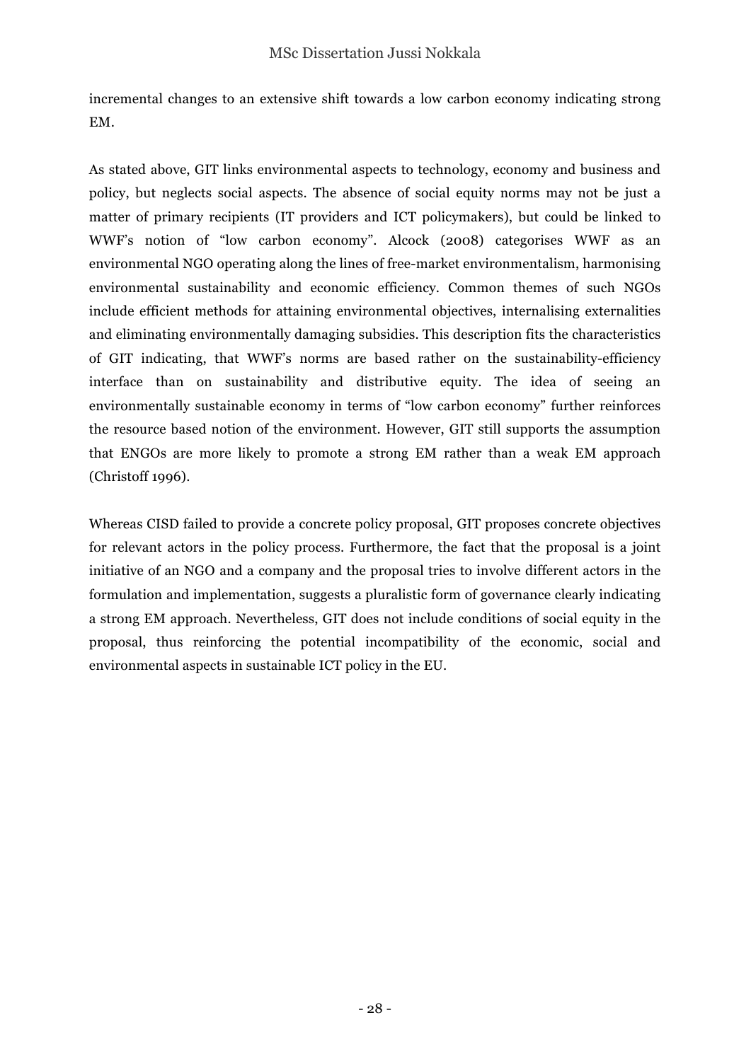incremental changes to an extensive shift towards a low carbon economy indicating strong EM.

As stated above, GIT links environmental aspects to technology, economy and business and policy, but neglects social aspects. The absence of social equity norms may not be just a matter of primary recipients (IT providers and ICT policymakers), but could be linked to WWF's notion of "low carbon economy". Alcock (2008) categorises WWF as an environmental NGO operating along the lines of free-market environmentalism, harmonising environmental sustainability and economic efficiency. Common themes of such NGOs include efficient methods for attaining environmental objectives, internalising externalities and eliminating environmentally damaging subsidies. This description fits the characteristics of GIT indicating, that WWF's norms are based rather on the sustainability-efficiency interface than on sustainability and distributive equity. The idea of seeing an environmentally sustainable economy in terms of "low carbon economy" further reinforces the resource based notion of the environment. However, GIT still supports the assumption that ENGOs are more likely to promote a strong EM rather than a weak EM approach (Christoff 1996).

Whereas CISD failed to provide a concrete policy proposal, GIT proposes concrete objectives for relevant actors in the policy process. Furthermore, the fact that the proposal is a joint initiative of an NGO and a company and the proposal tries to involve different actors in the formulation and implementation, suggests a pluralistic form of governance clearly indicating a strong EM approach. Nevertheless, GIT does not include conditions of social equity in the proposal, thus reinforcing the potential incompatibility of the economic, social and environmental aspects in sustainable ICT policy in the EU.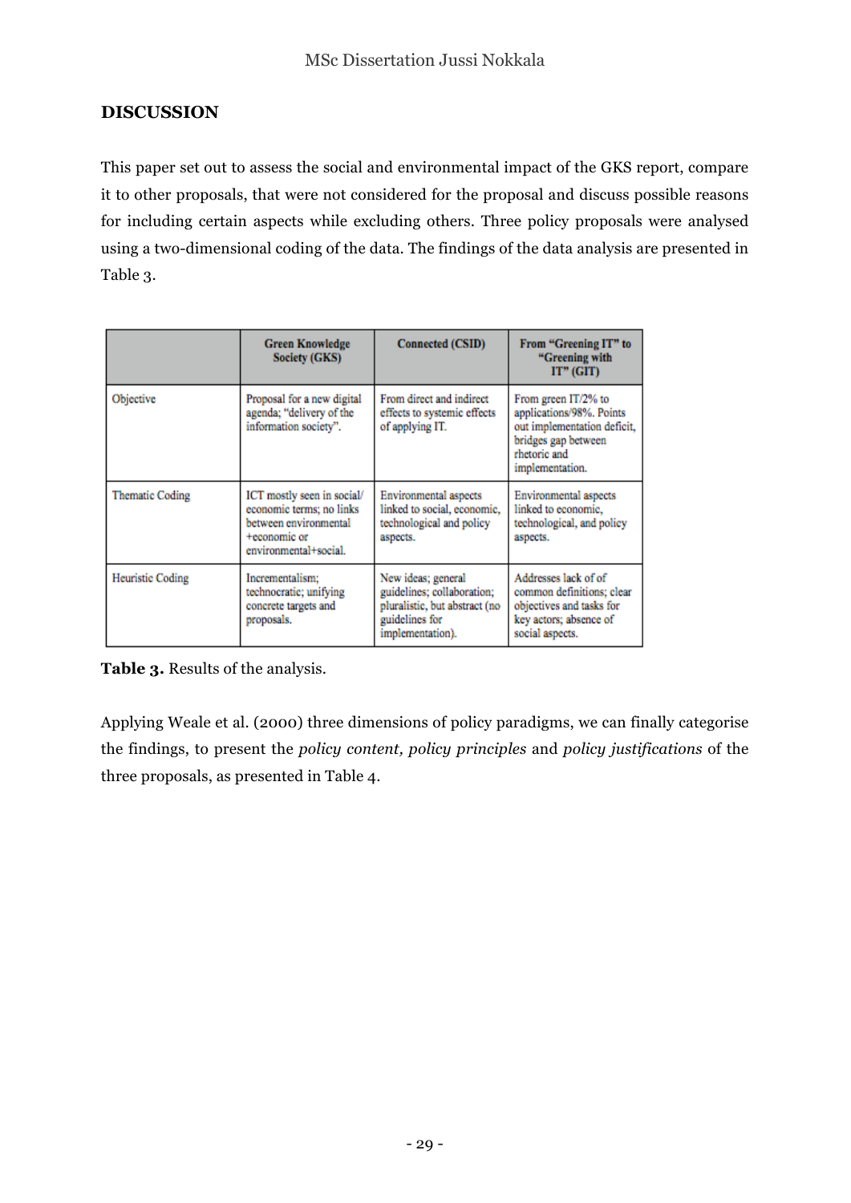## DISCUSSION

This paper set out to assess the social and environmental impact of the GKS report, compare it to other proposals, that were not considered for the proposal and discuss possible reasons for including certain aspects while excluding others. Three policy proposals were analysed using a two-dimensional coding of the data. The findings of the data analysis are presented in Table 3.

| | Green Knowledge Society (GKS) | Connected (CSID) | From "Greening IT" to "Greening with IT" (GIT) |
|---|---|---|---|
| Objective | Proposal for a new digital agenda; "delivery of the information society". | From direct and indirect effects to systemic effects of applying IT. | From green IT/2% to applications/98%. Points out implementation deficit, bridges gap between rhetoric and implementation. |
| Thematic Coding | ICT mostly seen in social/ economic terms; no links between environmental +economic or environmental+social. | Environmental aspects linked to social, economic, technological and policy aspects. | Environmental aspects linked to economic, technological, and policy aspects. |
| Heuristic Coding | Incrementalism; technocratic; unifying concrete targets and proposals. | New ideas; general guidelines; collaboration; pluralistic, but abstract (no guidelines for implementation). | Addresses lack of of common definitions; clear objectives and tasks for key actors; absence of social aspects. |

**Table 3.** Results of the analysis.

Applying Weale et al. (2000) three dimensions of policy paradigms, we can finally categorise the findings, to present the *policy content, policy principles* and *policy justifications* of the three proposals, as presented in Table 4.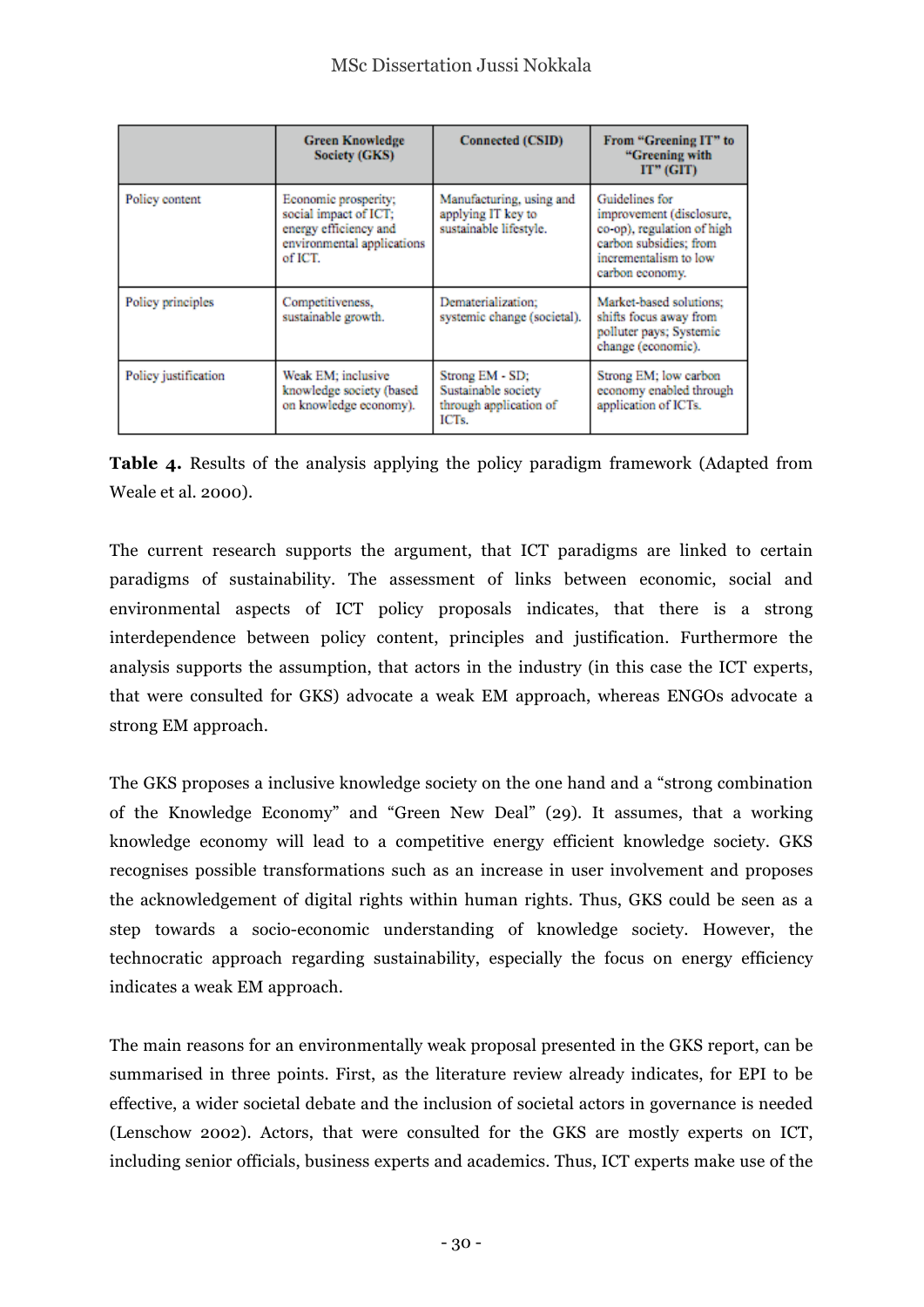| | Green Knowledge Society (GKS) | Connected (CSID) | From "Greening IT" to "Greening with IT" (GIT) |
|---|---|---|---|
| Policy content | Economic prosperity; social impact of ICT; energy efficiency and environmental applications of ICT. | Manufacturing, using and applying IT key to sustainable lifestyle. | Guidelines for improvement (disclosure, co-op), regulation of high carbon subsidies; from incrementalism to low carbon economy. |
| Policy principles | Competitiveness, sustainable growth. | Dematerialization; systemic change (societal). | Market-based solutions; shifts focus away from polluter pays; Systemic change (economic). |
| Policy justification | Weak EM; inclusive knowledge society (based on knowledge economy). | Strong EM - SD; Sustainable society through application of ICTs. | Strong EM; low carbon economy enabled through application of ICTs. |

**Table 4.** Results of the analysis applying the policy paradigm framework (Adapted from Weale et al. 2000).

The current research supports the argument, that ICT paradigms are linked to certain paradigms of sustainability. The assessment of links between economic, social and environmental aspects of ICT policy proposals indicates, that there is a strong interdependence between policy content, principles and justification. Furthermore the analysis supports the assumption, that actors in the industry (in this case the ICT experts, that were consulted for GKS) advocate a weak EM approach, whereas ENGOs advocate a strong EM approach.

The GKS proposes a inclusive knowledge society on the one hand and a "strong combination of the Knowledge Economy" and "Green New Deal" (29). It assumes, that a working knowledge economy will lead to a competitive energy efficient knowledge society. GKS recognises possible transformations such as an increase in user involvement and proposes the acknowledgement of digital rights within human rights. Thus, GKS could be seen as a step towards a socio-economic understanding of knowledge society. However, the technocratic approach regarding sustainability, especially the focus on energy efficiency indicates a weak EM approach.

The main reasons for an environmentally weak proposal presented in the GKS report, can be summarised in three points. First, as the literature review already indicates, for EPI to be effective, a wider societal debate and the inclusion of societal actors in governance is needed (Lenschow 2002). Actors, that were consulted for the GKS are mostly experts on ICT, including senior officials, business experts and academics. Thus, ICT experts make use of the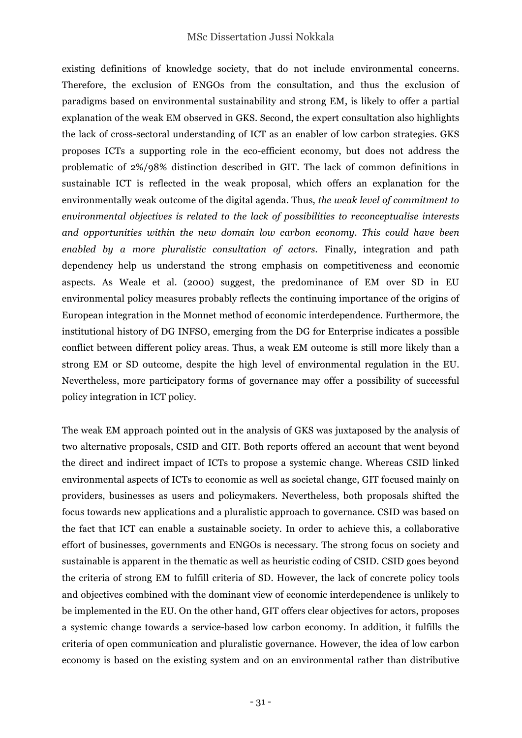existing definitions of knowledge society, that do not include environmental concerns. Therefore, the exclusion of ENGOs from the consultation, and thus the exclusion of paradigms based on environmental sustainability and strong EM, is likely to offer a partial explanation of the weak EM observed in GKS. Second, the expert consultation also highlights the lack of cross-sectoral understanding of ICT as an enabler of low carbon strategies. GKS proposes ICTs a supporting role in the eco-efficient economy, but does not address the problematic of 2%/98% distinction described in GIT. The lack of common definitions in sustainable ICT is reflected in the weak proposal, which offers an explanation for the environmentally weak outcome of the digital agenda. Thus, *the weak level of commitment to environmental objectives is related to the lack of possibilities to reconceptualise interests and opportunities within the new domain low carbon economy. This could have been enabled by a more pluralistic consultation of actors.* Finally, integration and path dependency help us understand the strong emphasis on competitiveness and economic aspects. As Weale et al. (2000) suggest, the predominance of EM over SD in EU environmental policy measures probably reflects the continuing importance of the origins of European integration in the Monnet method of economic interdependence. Furthermore, the institutional history of DG INFSO, emerging from the DG for Enterprise indicates a possible conflict between different policy areas. Thus, a weak EM outcome is still more likely than a strong EM or SD outcome, despite the high level of environmental regulation in the EU. Nevertheless, more participatory forms of governance may offer a possibility of successful policy integration in ICT policy.

The weak EM approach pointed out in the analysis of GKS was juxtaposed by the analysis of two alternative proposals, CSID and GIT. Both reports offered an account that went beyond the direct and indirect impact of ICTs to propose a systemic change. Whereas CSID linked environmental aspects of ICTs to economic as well as societal change, GIT focused mainly on providers, businesses as users and policymakers. Nevertheless, both proposals shifted the focus towards new applications and a pluralistic approach to governance. CSID was based on the fact that ICT can enable a sustainable society. In order to achieve this, a collaborative effort of businesses, governments and ENGOs is necessary. The strong focus on society and sustainable is apparent in the thematic as well as heuristic coding of CSID. CSID goes beyond the criteria of strong EM to fulfill criteria of SD. However, the lack of concrete policy tools and objectives combined with the dominant view of economic interdependence is unlikely to be implemented in the EU. On the other hand, GIT offers clear objectives for actors, proposes a systemic change towards a service-based low carbon economy. In addition, it fulfills the criteria of open communication and pluralistic governance. However, the idea of low carbon economy is based on the existing system and on an environmental rather than distributive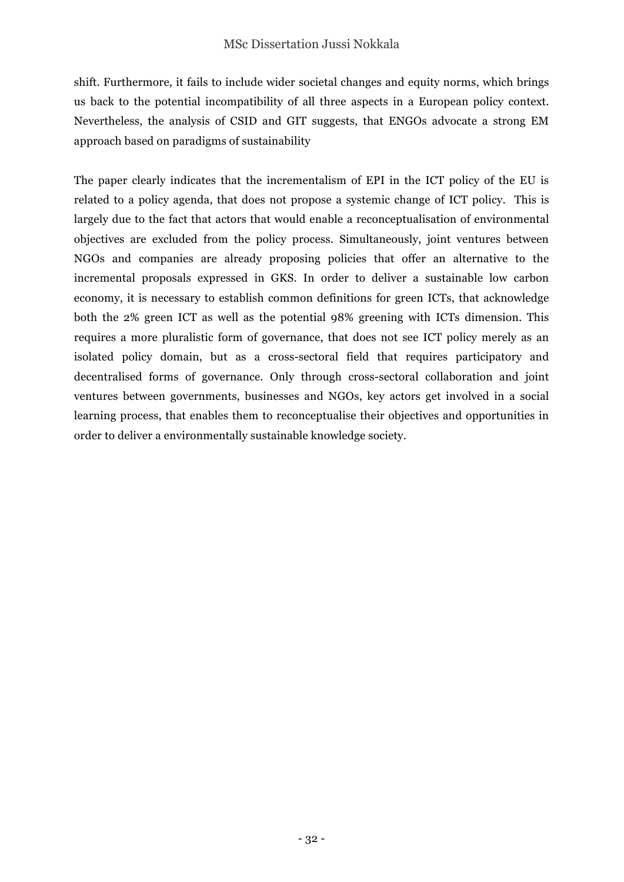shift. Furthermore, it fails to include wider societal changes and equity norms, which brings us back to the potential incompatibility of all three aspects in a European policy context. Nevertheless, the analysis of CSID and GIT suggests, that ENGOs advocate a strong EM approach based on paradigms of sustainability

The paper clearly indicates that the incrementalism of EPI in the ICT policy of the EU is related to a policy agenda, that does not propose a systemic change of ICT policy. This is largely due to the fact that actors that would enable a reconceptualisation of environmental objectives are excluded from the policy process. Simultaneously, joint ventures between NGOs and companies are already proposing policies that offer an alternative to the incremental proposals expressed in GKS. In order to deliver a sustainable low carbon economy, it is necessary to establish common definitions for green ICTs, that acknowledge both the 2% green ICT as well as the potential 98% greening with ICTs dimension. This requires a more pluralistic form of governance, that does not see ICT policy merely as an isolated policy domain, but as a cross-sectoral field that requires participatory and decentralised forms of governance. Only through cross-sectoral collaboration and joint ventures between governments, businesses and NGOs, key actors get involved in a social learning process, that enables them to reconceptualise their objectives and opportunities in order to deliver a environmentally sustainable knowledge society.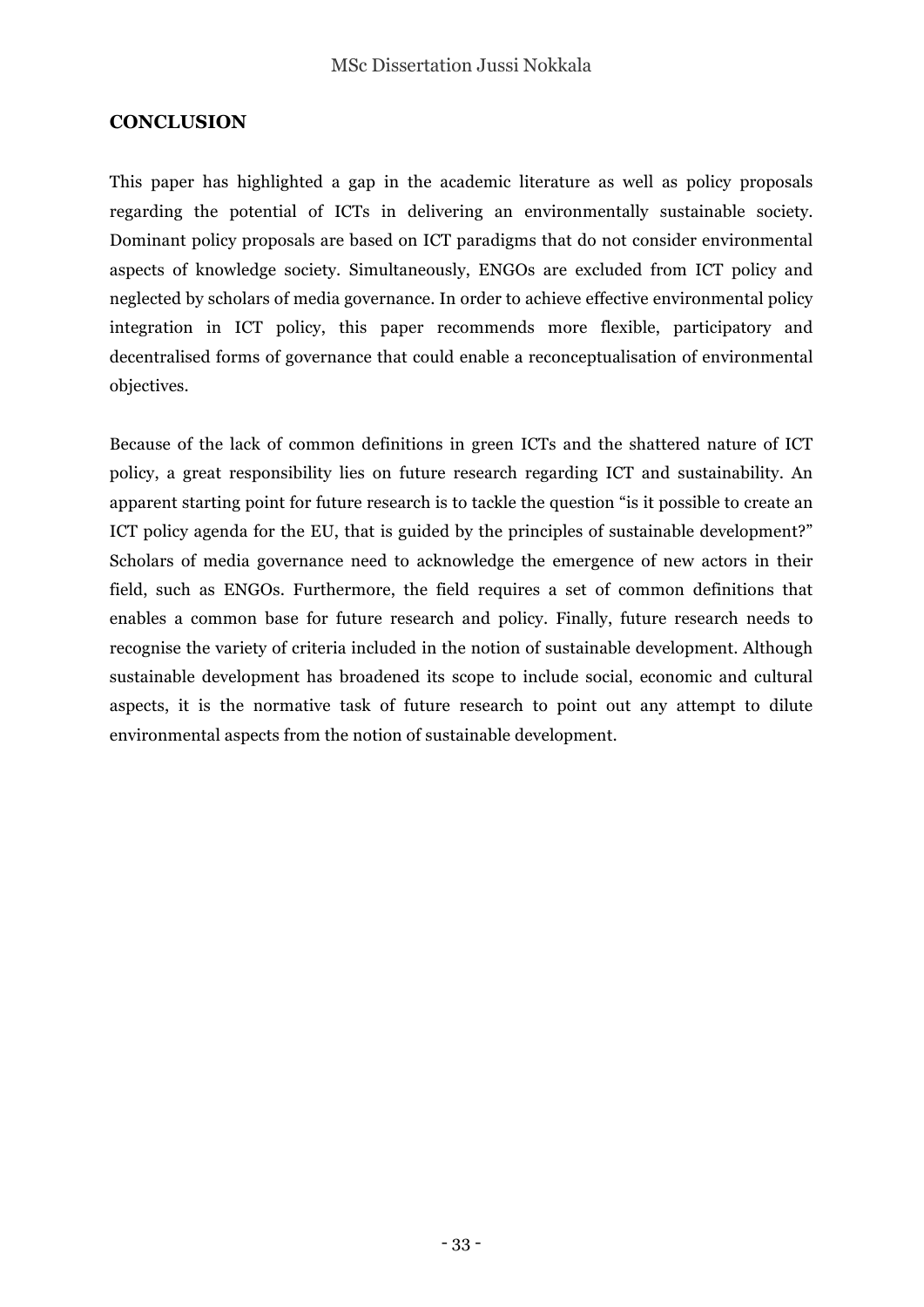## CONCLUSION

This paper has highlighted a gap in the academic literature as well as policy proposals regarding the potential of ICTs in delivering an environmentally sustainable society. Dominant policy proposals are based on ICT paradigms that do not consider environmental aspects of knowledge society. Simultaneously, ENGOs are excluded from ICT policy and neglected by scholars of media governance. In order to achieve effective environmental policy integration in ICT policy, this paper recommends more flexible, participatory and decentralised forms of governance that could enable a reconceptualisation of environmental objectives.

Because of the lack of common definitions in green ICTs and the shattered nature of ICT policy, a great responsibility lies on future research regarding ICT and sustainability. An apparent starting point for future research is to tackle the question "is it possible to create an ICT policy agenda for the EU, that is guided by the principles of sustainable development?" Scholars of media governance need to acknowledge the emergence of new actors in their field, such as ENGOs. Furthermore, the field requires a set of common definitions that enables a common base for future research and policy. Finally, future research needs to recognise the variety of criteria included in the notion of sustainable development. Although sustainable development has broadened its scope to include social, economic and cultural aspects, it is the normative task of future research to point out any attempt to dilute environmental aspects from the notion of sustainable development.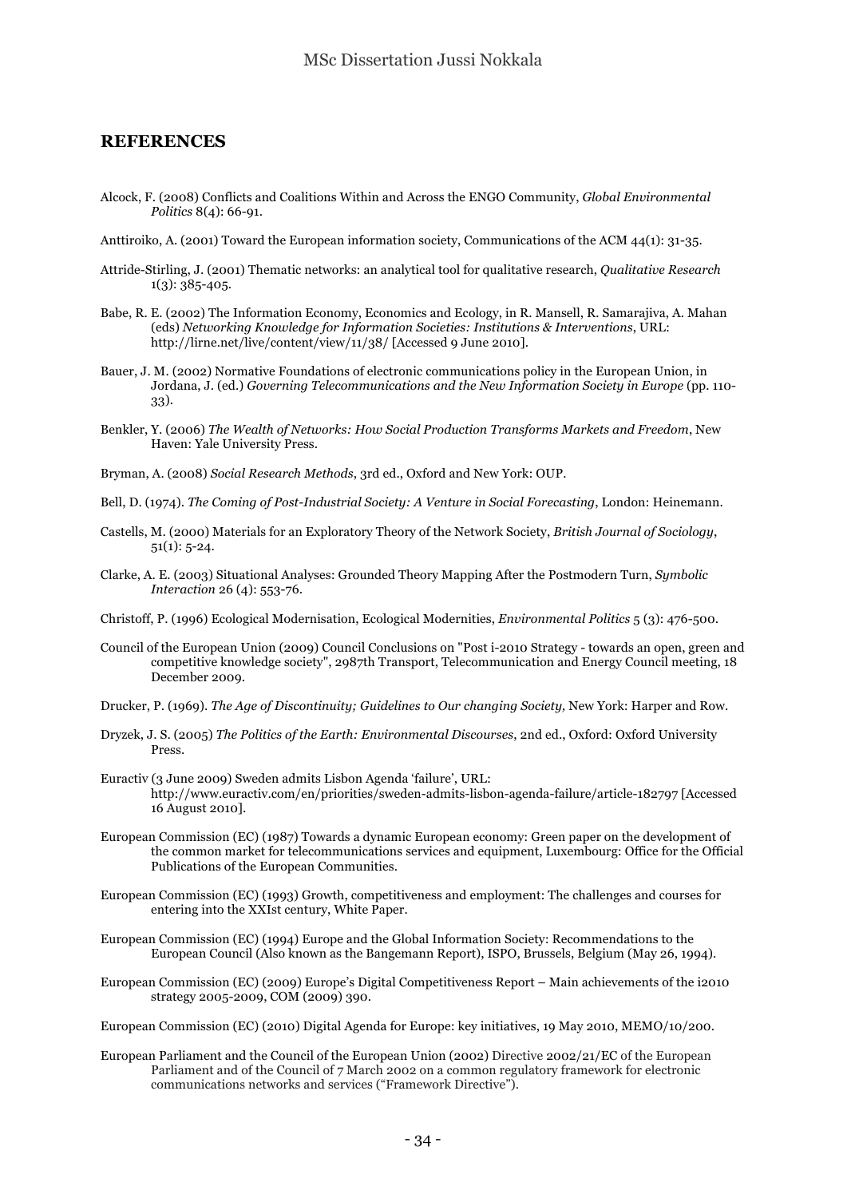## REFERENCES

Alcock, F. (2008) Conflicts and Coalitions Within and Across the ENGO Community, *Global Environmental Politics* 8(4): 66-91.

Anttiroiko, A. (2001) Toward the European information society, Communications of the ACM 44(1): 31-35.

Attride-Stirling, J. (2001) Thematic networks: an analytical tool for qualitative research, *Qualitative Research* 1(3): 385-405.

Babe, R. E. (2002) The Information Economy, Economics and Ecology, in R. Mansell, R. Samarajiva, A. Mahan (eds) *Networking Knowledge for Information Societies: Institutions & Interventions*, URL: http://lirne.net/live/content/view/11/38/ [Accessed 9 June 2010].

Bauer, J. M. (2002) Normative Foundations of electronic communications policy in the European Union, in Jordana, J. (ed.) *Governing Telecommunications and the New Information Society in Europe* (pp. 110-33).

Benkler, Y. (2006) *The Wealth of Networks: How Social Production Transforms Markets and Freedom*, New Haven: Yale University Press.

Bryman, A. (2008) *Social Research Methods*, 3rd ed., Oxford and New York: OUP.

Bell, D. (1974). *The Coming of Post-Industrial Society: A Venture in Social Forecasting*, London: Heinemann.

Castells, M. (2000) Materials for an Exploratory Theory of the Network Society, *British Journal of Sociology*, 51(1): 5-24.

Clarke, A. E. (2003) Situational Analyses: Grounded Theory Mapping After the Postmodern Turn, *Symbolic Interaction* 26 (4): 553-76.

Christoff, P. (1996) Ecological Modernisation, Ecological Modernities, *Environmental Politics* 5 (3): 476-500.

Council of the European Union (2009) Council Conclusions on "Post i-2010 Strategy - towards an open, green and competitive knowledge society", 2987th Transport, Telecommunication and Energy Council meeting, 18 December 2009.

Drucker, P. (1969). *The Age of Discontinuity; Guidelines to Our changing Society,* New York: Harper and Row.

Dryzek, J. S. (2005) *The Politics of the Earth: Environmental Discourses*, 2nd ed., Oxford: Oxford University Press.

Euractiv (3 June 2009) Sweden admits Lisbon Agenda 'failure', URL: http://www.euractiv.com/en/priorities/sweden-admits-lisbon-agenda-failure/article-182797 [Accessed 16 August 2010].

European Commission (EC) (1987) Towards a dynamic European economy: Green paper on the development of the common market for telecommunications services and equipment, Luxembourg: Office for the Official Publications of the European Communities.

European Commission (EC) (1993) Growth, competitiveness and employment: The challenges and courses for entering into the XXIst century, White Paper.

European Commission (EC) (1994) Europe and the Global Information Society: Recommendations to the European Council (Also known as the Bangemann Report), ISPO, Brussels, Belgium (May 26, 1994).

European Commission (EC) (2009) Europe's Digital Competitiveness Report – Main achievements of the i2010 strategy 2005-2009, COM (2009) 390.

European Commission (EC) (2010) Digital Agenda for Europe: key initiatives, 19 May 2010, MEMO/10/200.

European Parliament and the Council of the European Union (2002) Directive 2002/21/EC of the European Parliament and of the Council of 7 March 2002 on a common regulatory framework for electronic communications networks and services ("Framework Directive").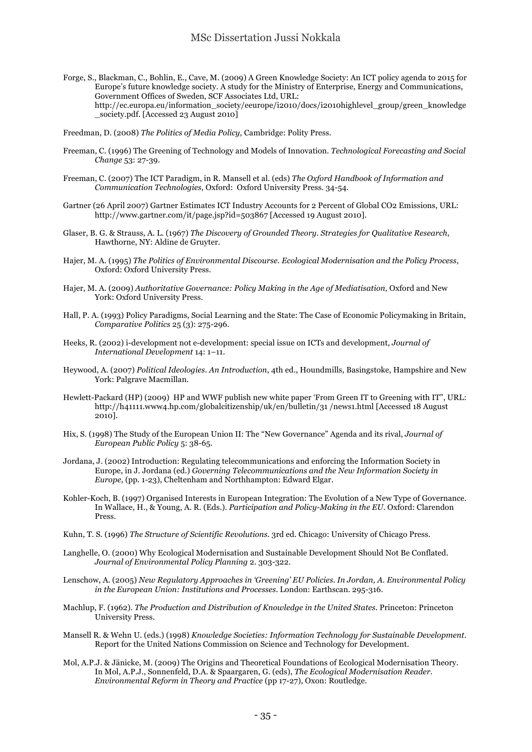Forge, S., Blackman, C., Bohlin, E., Cave, M. (2009) A Green Knowledge Society: An ICT policy agenda to 2015 for Europe's future knowledge society. A study for the Ministry of Enterprise, Energy and Communications, Government Offices of Sweden, SCF Associates Ltd, URL: http://ec.europa.eu/information_society/eeurope/i2010/docs/i2010highlevel_group/green_knowledge_society.pdf. [Accessed 23 August 2010]

Freedman, D. (2008) *The Politics of Media Policy,* Cambridge: Polity Press.

Freeman, C. (1996) The Greening of Technology and Models of Innovation. *Technological Forecasting and Social Change* 53: 27-39.

Freeman, C. (2007) The ICT Paradigm, in R. Mansell et al. (eds) *The Oxford Handbook of Information and Communication Technologies,* Oxford: Oxford University Press. 34-54.

Gartner (26 April 2007) Gartner Estimates ICT Industry Accounts for 2 Percent of Global CO2 Emissions, URL: http://www.gartner.com/it/page.jsp?id=503867 [Accessed 19 August 2010].

Glaser, B. G. & Strauss, A. L. (1967) *The Discovery of Grounded Theory. Strategies for Qualitative Research*, Hawthorne, NY: Aldine de Gruyter.

Hajer, M. A. (1995) *The Politics of Environmental Discourse. Ecological Modernisation and the Policy Process*, Oxford: Oxford University Press.

Hajer, M. A. (2009) *Authoritative Governance: Policy Making in the Age of Mediatisation,* Oxford and New York: Oxford University Press.

Hall, P. A. (1993) Policy Paradigms, Social Learning and the State: The Case of Economic Policymaking in Britain, *Comparative Politics* 25 (3): 275-296.

Heeks, R. (2002) i-development not e-development: special issue on ICTs and development, *Journal of International Development* 14: 1–11.

Heywood, A. (2007) *Political Ideologies. An Introduction*, 4th ed., Houndmills, Basingstoke, Hampshire and New York: Palgrave Macmillan.

Hewlett-Packard (HP) (2009) HP and WWF publish new white paper 'From Green IT to Greening with IT", URL: http://h41111.www4.hp.com/globalcitizenship/uk/en/bulletin/31 /news1.html [Accessed 18 August 2010].

Hix, S. (1998) The Study of the European Union II: The "New Governance" Agenda and its rival, *Journal of European Public Policy* 5: 38-65.

Jordana, J. (2002) Introduction: Regulating telecommunications and enforcing the Information Society in Europe, in J. Jordana (ed.) *Governing Telecommunications and the New Information Society in Europe*, (pp. 1-23), Cheltenham and Northhampton: Edward Elgar.

Kohler-Koch, B. (1997) Organised Interests in European Integration: The Evolution of a New Type of Governance. In Wallace, H., & Young, A. R. (Eds.). *Participation and Policy-Making in the EU*. Oxford: Clarendon Press.

Kuhn, T. S. (1996) *The Structure of Scientific Revolutions*. 3rd ed. Chicago: University of Chicago Press.

Langhelle, O. (2000) Why Ecological Modernisation and Sustainable Development Should Not Be Conflated. *Journal of Environmental Policy Planning* 2. 303-322.

Lenschow, A. (2005) *New Regulatory Approaches in 'Greening' EU Policies. In Jordan, A. Environmental Policy in the European Union: Institutions and Processes*. London: Earthscan. 295-316.

Machlup, F. (1962). *The Production and Distribution of Knowledge in the United States*. Princeton: Princeton University Press.

Mansell R. & Wehn U. (eds.) (1998) *Knowledge Societies: Information Technology for Sustainable Development*. Report for the United Nations Commission on Science and Technology for Development.

Mol, A.P.J. & Jänicke, M. (2009) The Origins and Theoretical Foundations of Ecological Modernisation Theory. In Mol, A.P.J., Sonnenfeld, D.A. & Spaargaren, G. (eds), *The Ecological Modernisation Reader. Environmental Reform in Theory and Practice* (pp 17-27), Oxon: Routledge.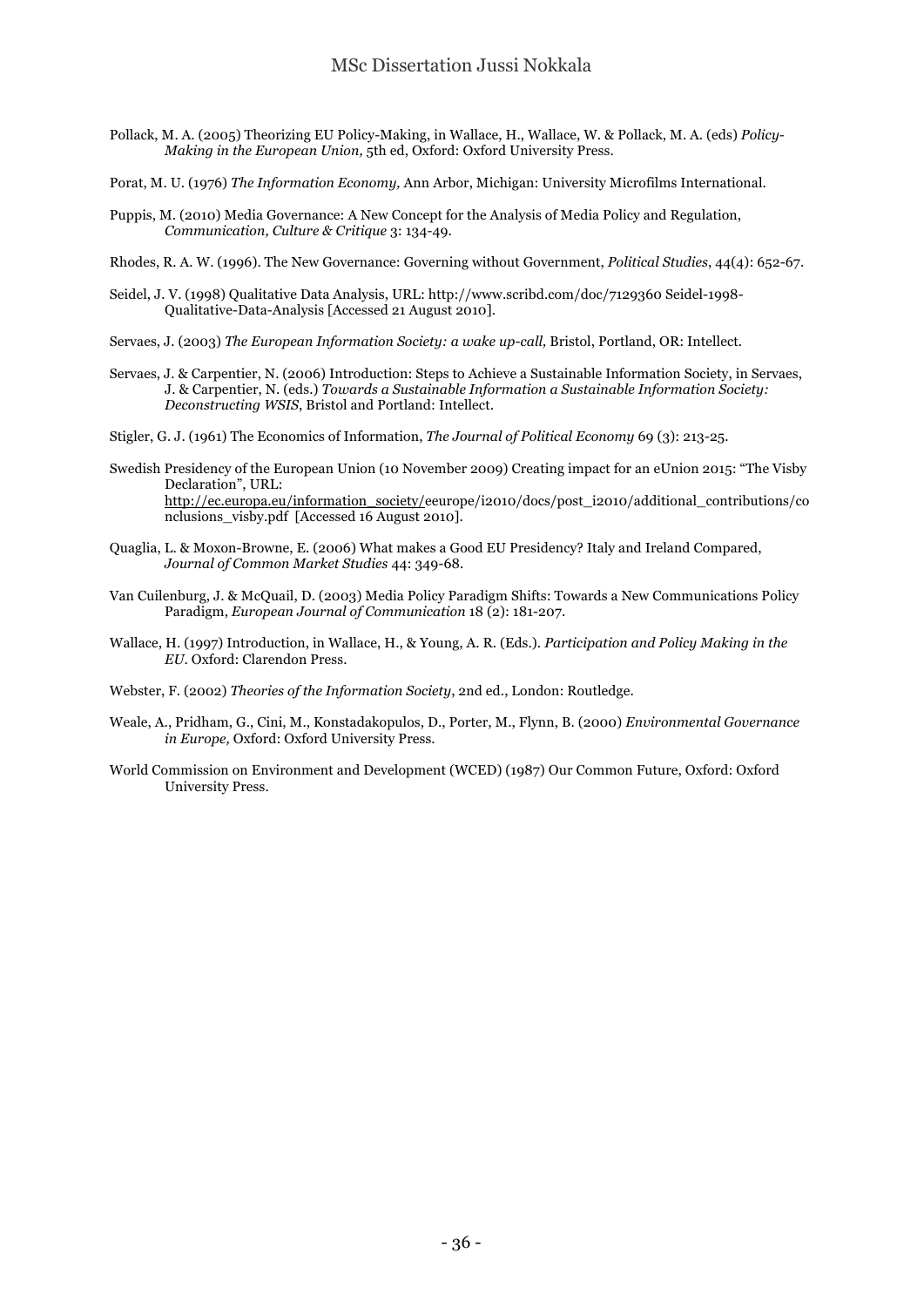Pollack, M. A. (2005) Theorizing EU Policy-Making, in Wallace, H., Wallace, W. & Pollack, M. A. (eds) *Policy-Making in the European Union,* 5th ed, Oxford: Oxford University Press.

Porat, M. U. (1976) *The Information Economy,* Ann Arbor, Michigan: University Microfilms International.

Puppis, M. (2010) Media Governance: A New Concept for the Analysis of Media Policy and Regulation, *Communication, Culture & Critique* 3: 134-49.

Rhodes, R. A. W. (1996). The New Governance: Governing without Government, *Political Studies*, 44(4): 652-67.

Seidel, J. V. (1998) Qualitative Data Analysis, URL: http://www.scribd.com/doc/7129360 Seidel-1998-Qualitative-Data-Analysis [Accessed 21 August 2010].

Servaes, J. (2003) *The European Information Society: a wake up-call,* Bristol, Portland, OR: Intellect.

Servaes, J. & Carpentier, N. (2006) Introduction: Steps to Achieve a Sustainable Information Society, in Servaes, J. & Carpentier, N. (eds.) *Towards a Sustainable Information a Sustainable Information Society: Deconstructing WSIS*, Bristol and Portland: Intellect.

Stigler, G. J. (1961) The Economics of Information, *The Journal of Political Economy* 69 (3): 213-25.

Swedish Presidency of the European Union (10 November 2009) Creating impact for an eUnion 2015: "The Visby Declaration", URL: http://ec.europa.eu/information_society/eeurope/i2010/docs/post_i2010/additional_contributions/conclusions_visby.pdf [Accessed 16 August 2010].

Quaglia, L. & Moxon-Browne, E. (2006) What makes a Good EU Presidency? Italy and Ireland Compared, *Journal of Common Market Studies* 44: 349-68.

Van Cuilenburg, J. & McQuail, D. (2003) Media Policy Paradigm Shifts: Towards a New Communications Policy Paradigm, *European Journal of Communication* 18 (2): 181-207.

Wallace, H. (1997) Introduction, in Wallace, H., & Young, A. R. (Eds.). *Participation and Policy Making in the EU*. Oxford: Clarendon Press.

Webster, F. (2002) *Theories of the Information Society*, 2nd ed., London: Routledge.

Weale, A., Pridham, G., Cini, M., Konstadakopulos, D., Porter, M., Flynn, B. (2000) *Environmental Governance in Europe,* Oxford: Oxford University Press.

World Commission on Environment and Development (WCED) (1987) Our Common Future, Oxford: Oxford University Press.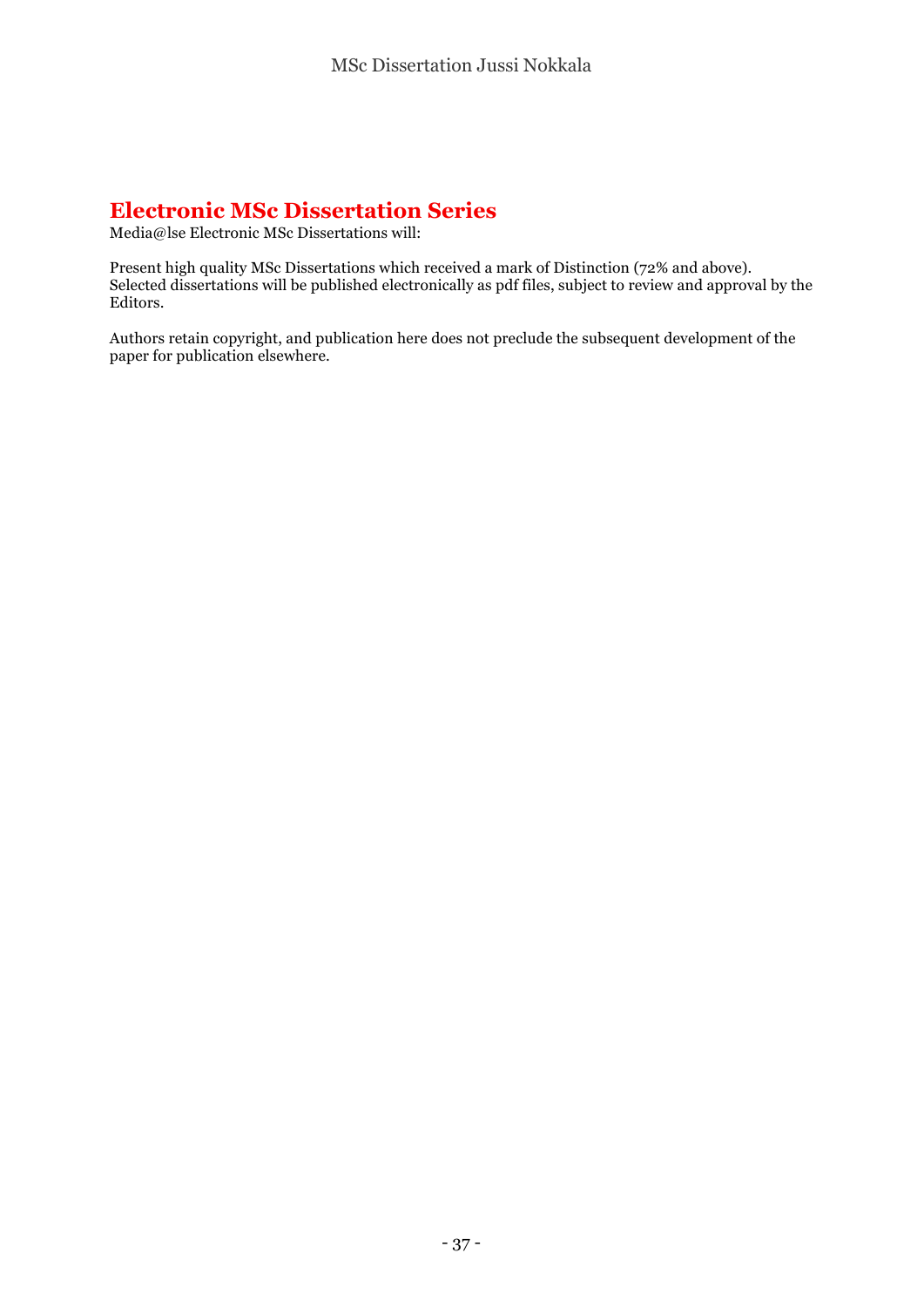# Electronic MSc Dissertation Series

Media@lse Electronic MSc Dissertations will:

Present high quality MSc Dissertations which received a mark of Distinction (72% and above). Selected dissertations will be published electronically as pdf files, subject to review and approval by the Editors.

Authors retain copyright, and publication here does not preclude the subsequent development of the paper for publication elsewhere.